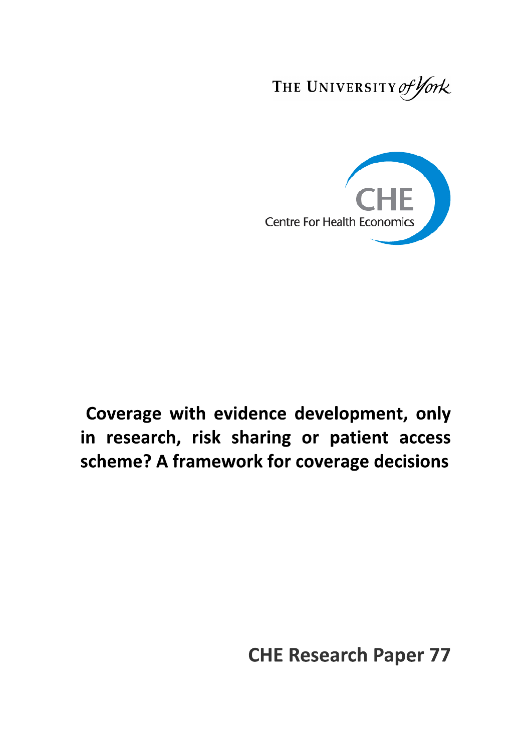THE UNIVERSITY *of York*

CHE

Centre For Health Economics

# Coverage with evidence development, only in research, risk sharing or patient access scheme? A framework for coverage decisions

**CHE Research Paper 77**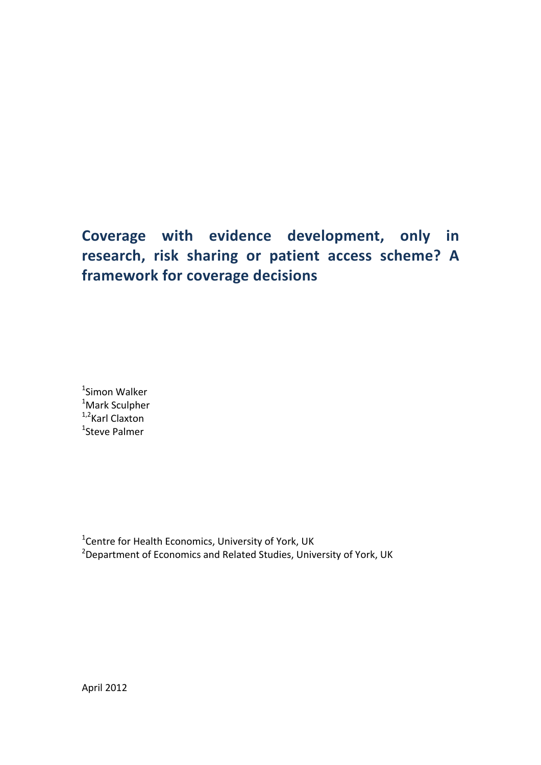# Coverage with evidence development, only in research, risk sharing or patient access scheme? A framework for coverage decisions

[1]Simon Walker
[1]Mark Sculpher
[1,2]Karl Claxton
[1]Steve Palmer

[1]Centre for Health Economics, University of York, UK
[2]Department of Economics and Related Studies, University of York, UK

April 2012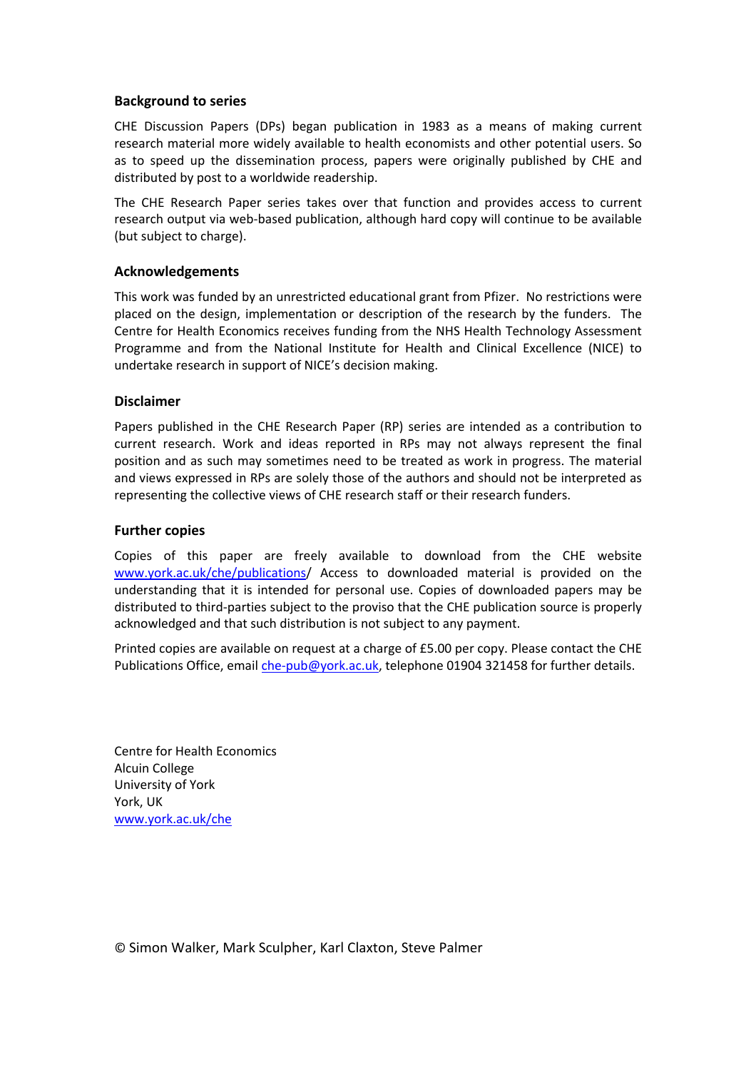### Background to series

CHE Discussion Papers (DPs) began publication in 1983 as a means of making current research material more widely available to health economists and other potential users. So as to speed up the dissemination process, papers were originally published by CHE and distributed by post to a worldwide readership.

The CHE Research Paper series takes over that function and provides access to current research output via web-based publication, although hard copy will continue to be available (but subject to charge).

### Acknowledgements

This work was funded by an unrestricted educational grant from Pfizer. No restrictions were placed on the design, implementation or description of the research by the funders. The Centre for Health Economics receives funding from the NHS Health Technology Assessment Programme and from the National Institute for Health and Clinical Excellence (NICE) to undertake research in support of NICE's decision making.

### Disclaimer

Papers published in the CHE Research Paper (RP) series are intended as a contribution to current research. Work and ideas reported in RPs may not always represent the final position and as such may sometimes need to be treated as work in progress. The material and views expressed in RPs are solely those of the authors and should not be interpreted as representing the collective views of CHE research staff or their research funders.

### Further copies

Copies of this paper are freely available to download from the CHE website www.york.ac.uk/che/publications/ Access to downloaded material is provided on the understanding that it is intended for personal use. Copies of downloaded papers may be distributed to third-parties subject to the proviso that the CHE publication source is properly acknowledged and that such distribution is not subject to any payment.

Printed copies are available on request at a charge of £5.00 per copy. Please contact the CHE Publications Office, email che-pub@york.ac.uk, telephone 01904 321458 for further details.

Centre for Health Economics
Alcuin College
University of York
York, UK
www.york.ac.uk/che

© Simon Walker, Mark Sculpher, Karl Claxton, Steve Palmer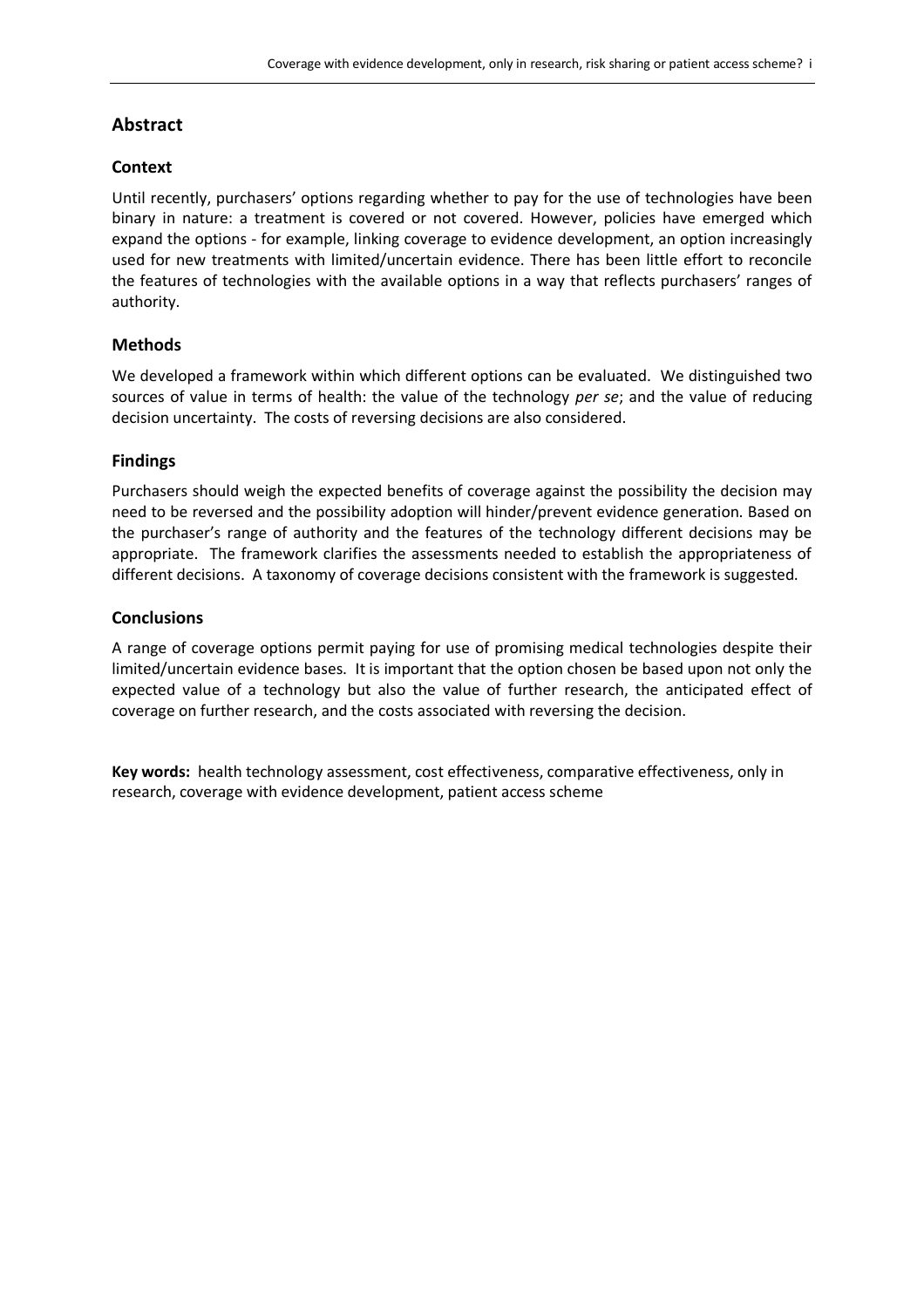## Abstract

### Context

Until recently, purchasers' options regarding whether to pay for the use of technologies have been binary in nature: a treatment is covered or not covered. However, policies have emerged which expand the options - for example, linking coverage to evidence development, an option increasingly used for new treatments with limited/uncertain evidence. There has been little effort to reconcile the features of technologies with the available options in a way that reflects purchasers' ranges of authority.

### Methods

We developed a framework within which different options can be evaluated. We distinguished two sources of value in terms of health: the value of the technology *per se*; and the value of reducing decision uncertainty. The costs of reversing decisions are also considered.

### Findings

Purchasers should weigh the expected benefits of coverage against the possibility the decision may need to be reversed and the possibility adoption will hinder/prevent evidence generation. Based on the purchaser's range of authority and the features of the technology different decisions may be appropriate. The framework clarifies the assessments needed to establish the appropriateness of different decisions. A taxonomy of coverage decisions consistent with the framework is suggested.

### Conclusions

A range of coverage options permit paying for use of promising medical technologies despite their limited/uncertain evidence bases. It is important that the option chosen be based upon not only the expected value of a technology but also the value of further research, the anticipated effect of coverage on further research, and the costs associated with reversing the decision.

**Key words:** health technology assessment, cost effectiveness, comparative effectiveness, only in research, coverage with evidence development, patient access scheme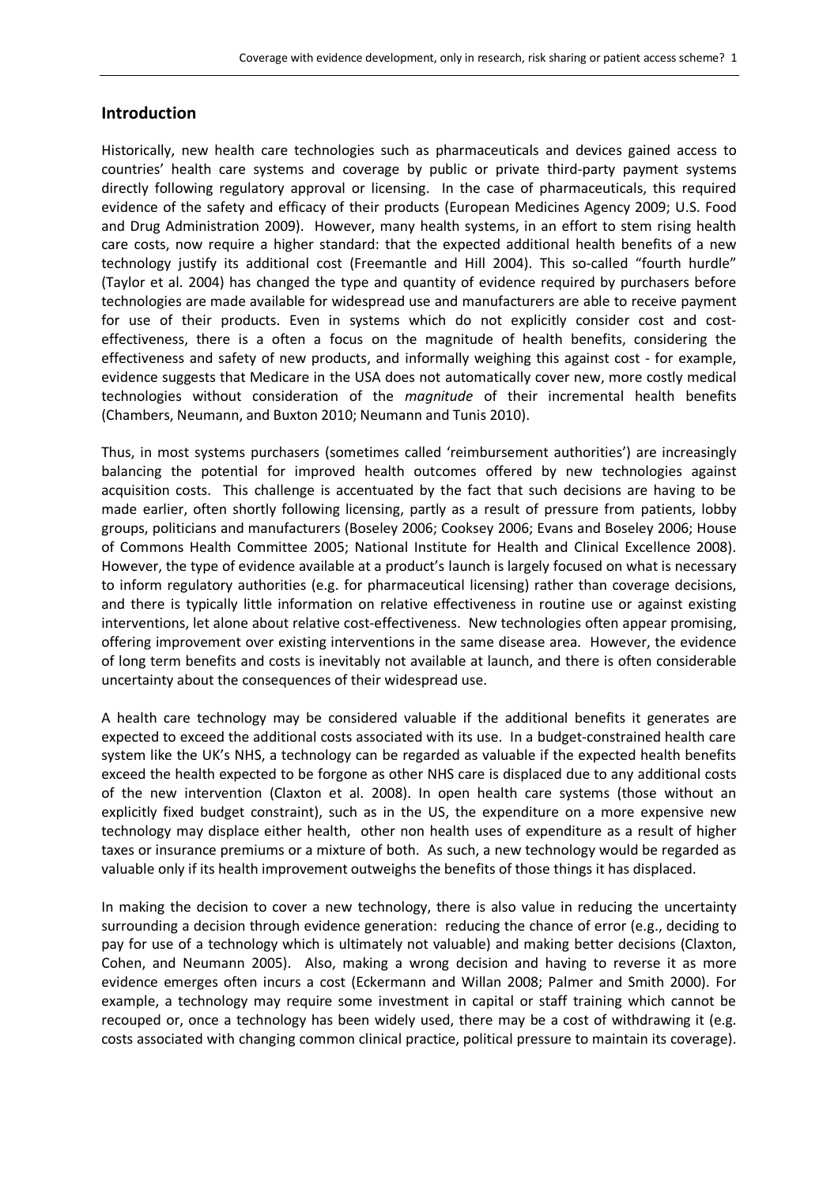## Introduction

Historically, new health care technologies such as pharmaceuticals and devices gained access to countries' health care systems and coverage by public or private third-party payment systems directly following regulatory approval or licensing. In the case of pharmaceuticals, this required evidence of the safety and efficacy of their products (European Medicines Agency 2009; U.S. Food and Drug Administration 2009). However, many health systems, in an effort to stem rising health care costs, now require a higher standard: that the expected additional health benefits of a new technology justify its additional cost (Freemantle and Hill 2004). This so-called "fourth hurdle" (Taylor et al. 2004) has changed the type and quantity of evidence required by purchasers before technologies are made available for widespread use and manufacturers are able to receive payment for use of their products. Even in systems which do not explicitly consider cost and cost-effectiveness, there is a often a focus on the magnitude of health benefits, considering the effectiveness and safety of new products, and informally weighing this against cost - for example, evidence suggests that Medicare in the USA does not automatically cover new, more costly medical technologies without consideration of the *magnitude* of their incremental health benefits (Chambers, Neumann, and Buxton 2010; Neumann and Tunis 2010).

Thus, in most systems purchasers (sometimes called 'reimbursement authorities') are increasingly balancing the potential for improved health outcomes offered by new technologies against acquisition costs. This challenge is accentuated by the fact that such decisions are having to be made earlier, often shortly following licensing, partly as a result of pressure from patients, lobby groups, politicians and manufacturers (Boseley 2006; Cooksey 2006; Evans and Boseley 2006; House of Commons Health Committee 2005; National Institute for Health and Clinical Excellence 2008). However, the type of evidence available at a product's launch is largely focused on what is necessary to inform regulatory authorities (e.g. for pharmaceutical licensing) rather than coverage decisions, and there is typically little information on relative effectiveness in routine use or against existing interventions, let alone about relative cost-effectiveness. New technologies often appear promising, offering improvement over existing interventions in the same disease area. However, the evidence of long term benefits and costs is inevitably not available at launch, and there is often considerable uncertainty about the consequences of their widespread use.

A health care technology may be considered valuable if the additional benefits it generates are expected to exceed the additional costs associated with its use. In a budget-constrained health care system like the UK's NHS, a technology can be regarded as valuable if the expected health benefits exceed the health expected to be forgone as other NHS care is displaced due to any additional costs of the new intervention (Claxton et al. 2008). In open health care systems (those without an explicitly fixed budget constraint), such as in the US, the expenditure on a more expensive new technology may displace either health, other non health uses of expenditure as a result of higher taxes or insurance premiums or a mixture of both. As such, a new technology would be regarded as valuable only if its health improvement outweighs the benefits of those things it has displaced.

In making the decision to cover a new technology, there is also value in reducing the uncertainty surrounding a decision through evidence generation: reducing the chance of error (e.g., deciding to pay for use of a technology which is ultimately not valuable) and making better decisions (Claxton, Cohen, and Neumann 2005). Also, making a wrong decision and having to reverse it as more evidence emerges often incurs a cost (Eckermann and Willan 2008; Palmer and Smith 2000). For example, a technology may require some investment in capital or staff training which cannot be recouped or, once a technology has been widely used, there may be a cost of withdrawing it (e.g. costs associated with changing common clinical practice, political pressure to maintain its coverage).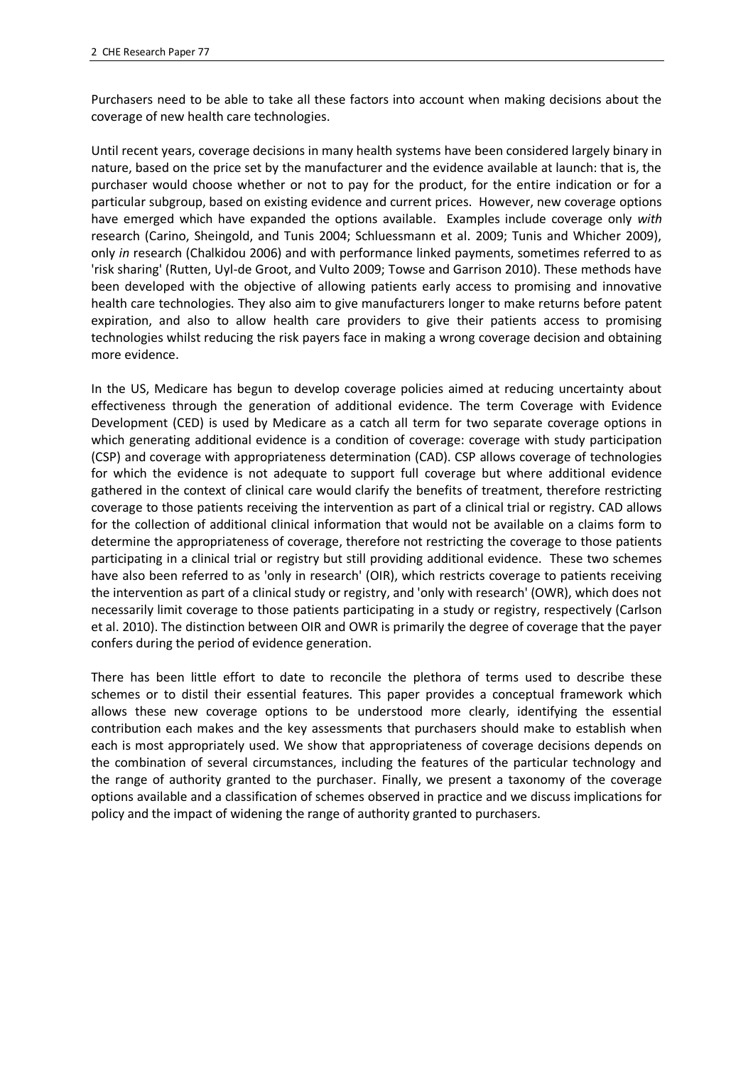Purchasers need to be able to take all these factors into account when making decisions about the coverage of new health care technologies.

Until recent years, coverage decisions in many health systems have been considered largely binary in nature, based on the price set by the manufacturer and the evidence available at launch: that is, the purchaser would choose whether or not to pay for the product, for the entire indication or for a particular subgroup, based on existing evidence and current prices. However, new coverage options have emerged which have expanded the options available. Examples include coverage only *with* research (Carino, Sheingold, and Tunis 2004; Schluessmann et al. 2009; Tunis and Whicher 2009), only *in* research (Chalkidou 2006) and with performance linked payments, sometimes referred to as 'risk sharing' (Rutten, Uyl-de Groot, and Vulto 2009; Towse and Garrison 2010). These methods have been developed with the objective of allowing patients early access to promising and innovative health care technologies. They also aim to give manufacturers longer to make returns before patent expiration, and also to allow health care providers to give their patients access to promising technologies whilst reducing the risk payers face in making a wrong coverage decision and obtaining more evidence.

In the US, Medicare has begun to develop coverage policies aimed at reducing uncertainty about effectiveness through the generation of additional evidence. The term Coverage with Evidence Development (CED) is used by Medicare as a catch all term for two separate coverage options in which generating additional evidence is a condition of coverage: coverage with study participation (CSP) and coverage with appropriateness determination (CAD). CSP allows coverage of technologies for which the evidence is not adequate to support full coverage but where additional evidence gathered in the context of clinical care would clarify the benefits of treatment, therefore restricting coverage to those patients receiving the intervention as part of a clinical trial or registry. CAD allows for the collection of additional clinical information that would not be available on a claims form to determine the appropriateness of coverage, therefore not restricting the coverage to those patients participating in a clinical trial or registry but still providing additional evidence. These two schemes have also been referred to as 'only in research' (OIR), which restricts coverage to patients receiving the intervention as part of a clinical study or registry, and 'only with research' (OWR), which does not necessarily limit coverage to those patients participating in a study or registry, respectively (Carlson et al. 2010). The distinction between OIR and OWR is primarily the degree of coverage that the payer confers during the period of evidence generation.

There has been little effort to date to reconcile the plethora of terms used to describe these schemes or to distil their essential features. This paper provides a conceptual framework which allows these new coverage options to be understood more clearly, identifying the essential contribution each makes and the key assessments that purchasers should make to establish when each is most appropriately used. We show that appropriateness of coverage decisions depends on the combination of several circumstances, including the features of the particular technology and the range of authority granted to the purchaser. Finally, we present a taxonomy of the coverage options available and a classification of schemes observed in practice and we discuss implications for policy and the impact of widening the range of authority granted to purchasers.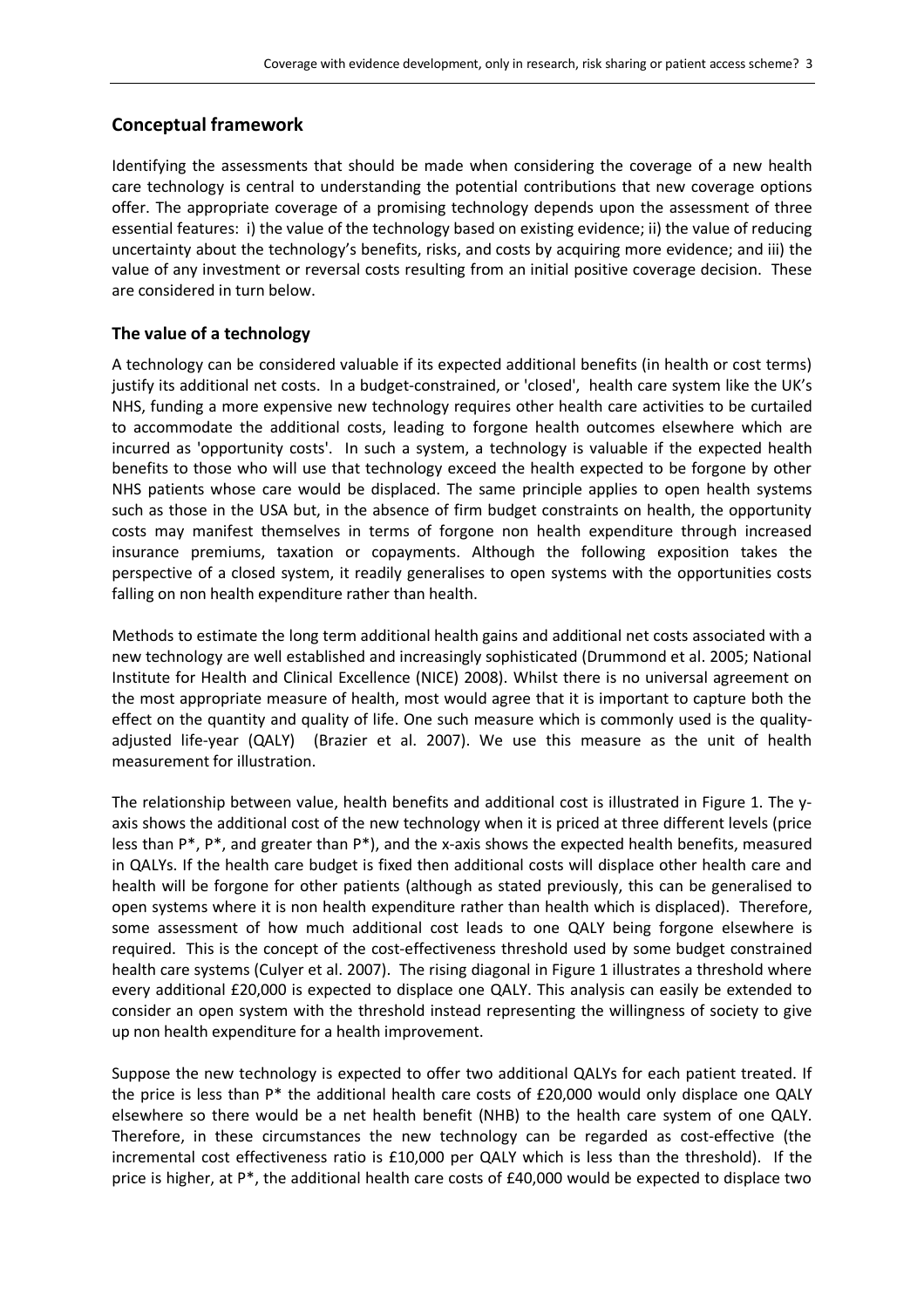## Conceptual framework

Identifying the assessments that should be made when considering the coverage of a new health care technology is central to understanding the potential contributions that new coverage options offer. The appropriate coverage of a promising technology depends upon the assessment of three essential features: i) the value of the technology based on existing evidence; ii) the value of reducing uncertainty about the technology's benefits, risks, and costs by acquiring more evidence; and iii) the value of any investment or reversal costs resulting from an initial positive coverage decision. These are considered in turn below.

### The value of a technology

A technology can be considered valuable if its expected additional benefits (in health or cost terms) justify its additional net costs. In a budget-constrained, or 'closed', health care system like the UK's NHS, funding a more expensive new technology requires other health care activities to be curtailed to accommodate the additional costs, leading to forgone health outcomes elsewhere which are incurred as 'opportunity costs'. In such a system, a technology is valuable if the expected health benefits to those who will use that technology exceed the health expected to be forgone by other NHS patients whose care would be displaced. The same principle applies to open health systems such as those in the USA but, in the absence of firm budget constraints on health, the opportunity costs may manifest themselves in terms of forgone non health expenditure through increased insurance premiums, taxation or copayments. Although the following exposition takes the perspective of a closed system, it readily generalises to open systems with the opportunities costs falling on non health expenditure rather than health.

Methods to estimate the long term additional health gains and additional net costs associated with a new technology are well established and increasingly sophisticated (Drummond et al. 2005; National Institute for Health and Clinical Excellence (NICE) 2008). Whilst there is no universal agreement on the most appropriate measure of health, most would agree that it is important to capture both the effect on the quantity and quality of life. One such measure which is commonly used is the quality-adjusted life-year (QALY) (Brazier et al. 2007). We use this measure as the unit of health measurement for illustration.

The relationship between value, health benefits and additional cost is illustrated in Figure 1. The y-axis shows the additional cost of the new technology when it is priced at three different levels (price less than P*, P*, and greater than P*), and the x-axis shows the expected health benefits, measured in QALYs. If the health care budget is fixed then additional costs will displace other health care and health will be forgone for other patients (although as stated previously, this can be generalised to open systems where it is non health expenditure rather than health which is displaced). Therefore, some assessment of how much additional cost leads to one QALY being forgone elsewhere is required. This is the concept of the cost-effectiveness threshold used by some budget constrained health care systems (Culyer et al. 2007). The rising diagonal in Figure 1 illustrates a threshold where every additional £20,000 is expected to displace one QALY. This analysis can easily be extended to consider an open system with the threshold instead representing the willingness of society to give up non health expenditure for a health improvement.

Suppose the new technology is expected to offer two additional QALYs for each patient treated. If the price is less than P* the additional health care costs of £20,000 would only displace one QALY elsewhere so there would be a net health benefit (NHB) to the health care system of one QALY. Therefore, in these circumstances the new technology can be regarded as cost-effective (the incremental cost effectiveness ratio is £10,000 per QALY which is less than the threshold). If the price is higher, at P*, the additional health care costs of £40,000 would be expected to displace two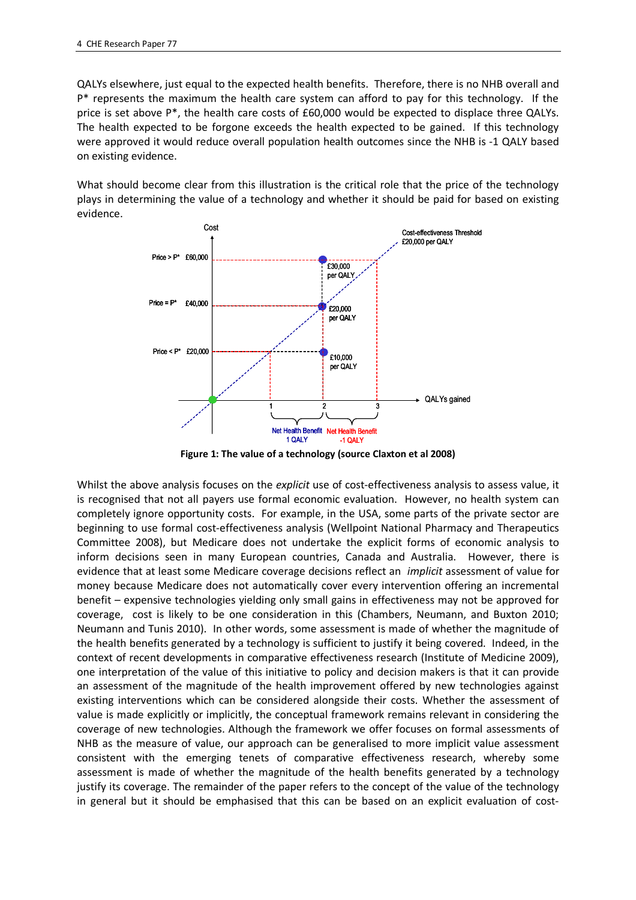QALYs elsewhere, just equal to the expected health benefits. Therefore, there is no NHB overall and P* represents the maximum the health care system can afford to pay for this technology. If the price is set above P*, the health care costs of £60,000 would be expected to displace three QALYs. The health expected to be forgone exceeds the health expected to be gained. If this technology were approved it would reduce overall population health outcomes since the NHB is -1 QALY based on existing evidence.

What should become clear from this illustration is the critical role that the price of the technology plays in determining the value of a technology and whether it should be paid for based on existing evidence.

**Figure 1: The value of a technology (source Claxton et al 2008)**

Whilst the above analysis focuses on the *explicit* use of cost-effectiveness analysis to assess value, it is recognised that not all payers use formal economic evaluation. However, no health system can completely ignore opportunity costs. For example, in the USA, some parts of the private sector are beginning to use formal cost-effectiveness analysis (Wellpoint National Pharmacy and Therapeutics Committee 2008), but Medicare does not undertake the explicit forms of economic analysis to inform decisions seen in many European countries, Canada and Australia. However, there is evidence that at least some Medicare coverage decisions reflect an *implicit* assessment of value for money because Medicare does not automatically cover every intervention offering an incremental benefit – expensive technologies yielding only small gains in effectiveness may not be approved for coverage, cost is likely to be one consideration in this (Chambers, Neumann, and Buxton 2010; Neumann and Tunis 2010). In other words, some assessment is made of whether the magnitude of the health benefits generated by a technology is sufficient to justify it being covered. Indeed, in the context of recent developments in comparative effectiveness research (Institute of Medicine 2009), one interpretation of the value of this initiative to policy and decision makers is that it can provide an assessment of the magnitude of the health improvement offered by new technologies against existing interventions which can be considered alongside their costs. Whether the assessment of value is made explicitly or implicitly, the conceptual framework remains relevant in considering the coverage of new technologies. Although the framework we offer focuses on formal assessments of NHB as the measure of value, our approach can be generalised to more implicit value assessment consistent with the emerging tenets of comparative effectiveness research, whereby some assessment is made of whether the magnitude of the health benefits generated by a technology justify its coverage. The remainder of the paper refers to the concept of the value of the technology in general but it should be emphasised that this can be based on an explicit evaluation of cost-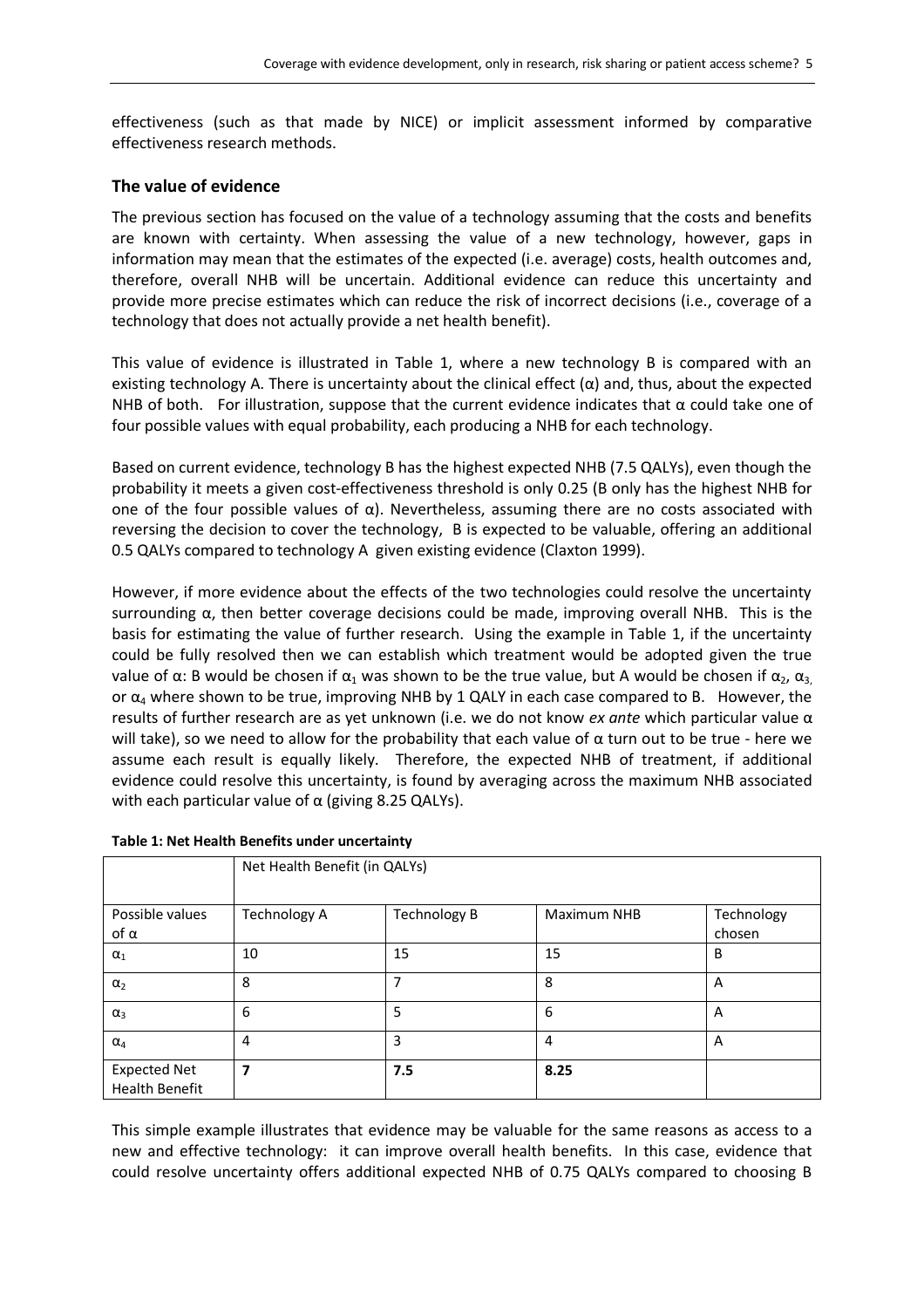effectiveness (such as that made by NICE) or implicit assessment informed by comparative effectiveness research methods.

## The value of evidence

The previous section has focused on the value of a technology assuming that the costs and benefits are known with certainty. When assessing the value of a new technology, however, gaps in information may mean that the estimates of the expected (i.e. average) costs, health outcomes and, therefore, overall NHB will be uncertain. Additional evidence can reduce this uncertainty and provide more precise estimates which can reduce the risk of incorrect decisions (i.e., coverage of a technology that does not actually provide a net health benefit).

This value of evidence is illustrated in Table 1, where a new technology B is compared with an existing technology A. There is uncertainty about the clinical effect ($\alpha$) and, thus, about the expected NHB of both. For illustration, suppose that the current evidence indicates that $\alpha$ could take one of four possible values with equal probability, each producing a NHB for each technology.

Based on current evidence, technology B has the highest expected NHB (7.5 QALYs), even though the probability it meets a given cost-effectiveness threshold is only 0.25 (B only has the highest NHB for one of the four possible values of $\alpha$). Nevertheless, assuming there are no costs associated with reversing the decision to cover the technology, B is expected to be valuable, offering an additional 0.5 QALYs compared to technology A given existing evidence (Claxton 1999).

However, if more evidence about the effects of the two technologies could resolve the uncertainty surrounding $\alpha$, then better coverage decisions could be made, improving overall NHB. This is the basis for estimating the value of further research. Using the example in Table 1, if the uncertainty could be fully resolved then we can establish which treatment would be adopted given the true value of $\alpha$: B would be chosen if $\alpha_1$ was shown to be the true value, but A would be chosen if $\alpha_2$, $\alpha_3$, or $\alpha_4$ where shown to be true, improving NHB by 1 QALY in each case compared to B. However, the results of further research are as yet unknown (i.e. we do not know *ex ante* which particular value $\alpha$ will take), so we need to allow for the probability that each value of $\alpha$ turn out to be true - here we assume each result is equally likely. Therefore, the expected NHB of treatment, if additional evidence could resolve this uncertainty, is found by averaging across the maximum NHB associated with each particular value of $\alpha$ (giving 8.25 QALYs).

**Table 1: Net Health Benefits under uncertainty**

| | Net Health Benefit (in QALYs) | | | |
|---|---|---|---|---|
| Possible values of $\alpha$ | Technology A | Technology B | Maximum NHB | Technology chosen |
| $\alpha_1$ | 10 | 15 | 15 | B |
| $\alpha_2$ | 8 | 7 | 8 | A |
| $\alpha_3$ | 6 | 5 | 6 | A |
| $\alpha_4$ | 4 | 3 | 4 | A |
| Expected Net Health Benefit | **7** | **7.5** | **8.25** | |

This simple example illustrates that evidence may be valuable for the same reasons as access to a new and effective technology: it can improve overall health benefits. In this case, evidence that could resolve uncertainty offers additional expected NHB of 0.75 QALYs compared to choosing B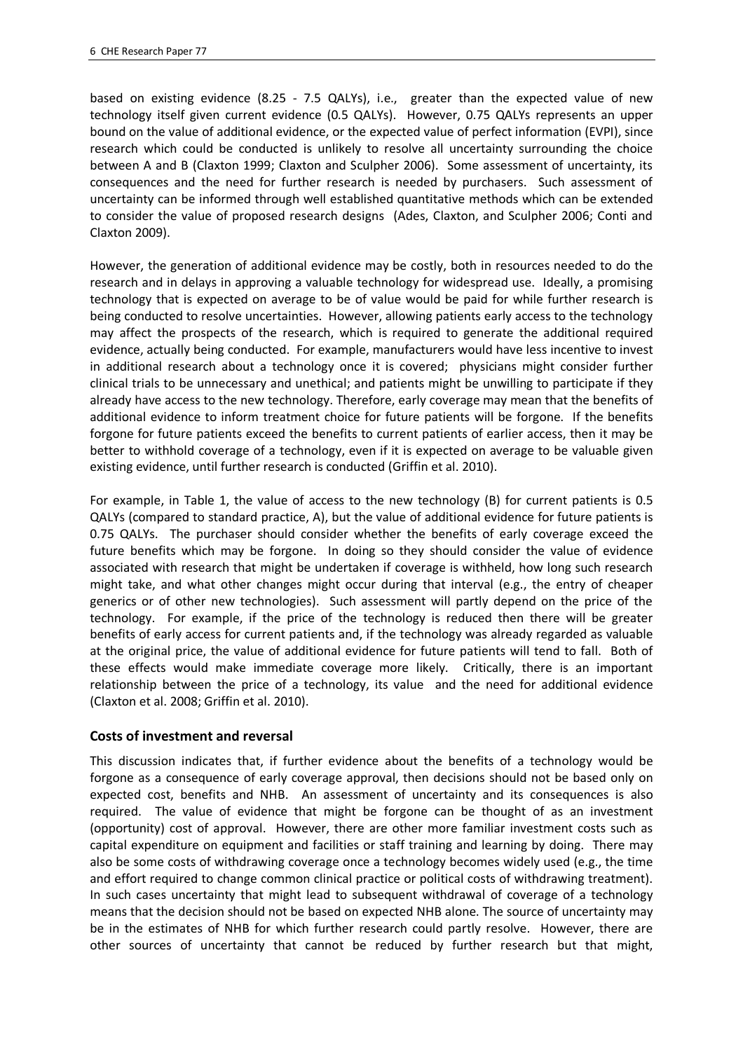based on existing evidence (8.25 - 7.5 QALYs), i.e., greater than the expected value of new technology itself given current evidence (0.5 QALYs). However, 0.75 QALYs represents an upper bound on the value of additional evidence, or the expected value of perfect information (EVPI), since research which could be conducted is unlikely to resolve all uncertainty surrounding the choice between A and B (Claxton 1999; Claxton and Sculpher 2006). Some assessment of uncertainty, its consequences and the need for further research is needed by purchasers. Such assessment of uncertainty can be informed through well established quantitative methods which can be extended to consider the value of proposed research designs (Ades, Claxton, and Sculpher 2006; Conti and Claxton 2009).

However, the generation of additional evidence may be costly, both in resources needed to do the research and in delays in approving a valuable technology for widespread use. Ideally, a promising technology that is expected on average to be of value would be paid for while further research is being conducted to resolve uncertainties. However, allowing patients early access to the technology may affect the prospects of the research, which is required to generate the additional required evidence, actually being conducted. For example, manufacturers would have less incentive to invest in additional research about a technology once it is covered; physicians might consider further clinical trials to be unnecessary and unethical; and patients might be unwilling to participate if they already have access to the new technology. Therefore, early coverage may mean that the benefits of additional evidence to inform treatment choice for future patients will be forgone. If the benefits forgone for future patients exceed the benefits to current patients of earlier access, then it may be better to withhold coverage of a technology, even if it is expected on average to be valuable given existing evidence, until further research is conducted (Griffin et al. 2010).

For example, in Table 1, the value of access to the new technology (B) for current patients is 0.5 QALYs (compared to standard practice, A), but the value of additional evidence for future patients is 0.75 QALYs. The purchaser should consider whether the benefits of early coverage exceed the future benefits which may be forgone. In doing so they should consider the value of evidence associated with research that might be undertaken if coverage is withheld, how long such research might take, and what other changes might occur during that interval (e.g., the entry of cheaper generics or of other new technologies). Such assessment will partly depend on the price of the technology. For example, if the price of the technology is reduced then there will be greater benefits of early access for current patients and, if the technology was already regarded as valuable at the original price, the value of additional evidence for future patients will tend to fall. Both of these effects would make immediate coverage more likely. Critically, there is an important relationship between the price of a technology, its value and the need for additional evidence (Claxton et al. 2008; Griffin et al. 2010).

## Costs of investment and reversal

This discussion indicates that, if further evidence about the benefits of a technology would be forgone as a consequence of early coverage approval, then decisions should not be based only on expected cost, benefits and NHB. An assessment of uncertainty and its consequences is also required. The value of evidence that might be forgone can be thought of as an investment (opportunity) cost of approval. However, there are other more familiar investment costs such as capital expenditure on equipment and facilities or staff training and learning by doing. There may also be some costs of withdrawing coverage once a technology becomes widely used (e.g., the time and effort required to change common clinical practice or political costs of withdrawing treatment). In such cases uncertainty that might lead to subsequent withdrawal of coverage of a technology means that the decision should not be based on expected NHB alone. The source of uncertainty may be in the estimates of NHB for which further research could partly resolve. However, there are other sources of uncertainty that cannot be reduced by further research but that might,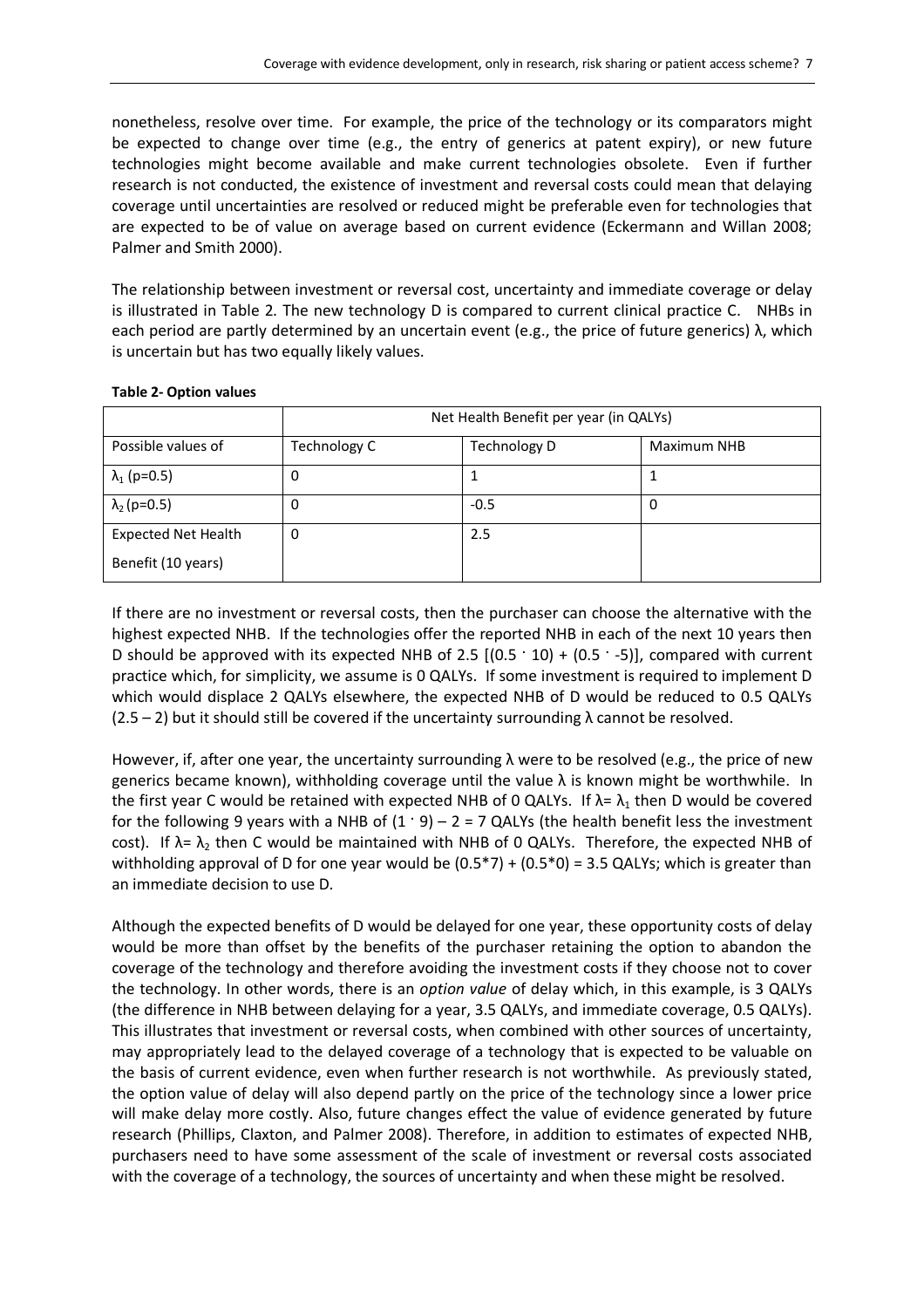nonetheless, resolve over time. For example, the price of the technology or its comparators might be expected to change over time (e.g., the entry of generics at patent expiry), or new future technologies might become available and make current technologies obsolete. Even if further research is not conducted, the existence of investment and reversal costs could mean that delaying coverage until uncertainties are resolved or reduced might be preferable even for technologies that are expected to be of value on average based on current evidence (Eckermann and Willan 2008; Palmer and Smith 2000).

The relationship between investment or reversal cost, uncertainty and immediate coverage or delay is illustrated in Table 2. The new technology D is compared to current clinical practice C. NHBs in each period are partly determined by an uncertain event (e.g., the price of future generics) $\lambda$, which is uncertain but has two equally likely values.

**Table 2- Option values**

| | Net Health Benefit per year (in QALYs) | | |
|---|---|---|---|
| Possible values of | Technology C | Technology D | Maximum NHB |
| $\lambda_1$ (p=0.5) | 0 | 1 | 1 |
| $\lambda_2$ (p=0.5) | 0 | -0.5 | 0 |
| Expected Net Health Benefit (10 years) | 0 | 2.5 | |

If there are no investment or reversal costs, then the purchaser can choose the alternative with the highest expected NHB. If the technologies offer the reported NHB in each of the next 10 years then D should be approved with its expected NHB of 2.5 $[(0.5 \cdot 10) + (0.5 \cdot -5)]$, compared with current practice which, for simplicity, we assume is 0 QALYs. If some investment is required to implement D which would displace 2 QALYs elsewhere, the expected NHB of D would be reduced to 0.5 QALYs (2.5 – 2) but it should still be covered if the uncertainty surrounding $\lambda$ cannot be resolved.

However, if, after one year, the uncertainty surrounding $\lambda$ were to be resolved (e.g., the price of new generics became known), withholding coverage until the value $\lambda$ is known might be worthwhile. In the first year C would be retained with expected NHB of 0 QALYs. If $\lambda = \lambda_1$ then D would be covered for the following 9 years with a NHB of $(1 \cdot 9) - 2 = 7$ QALYs (the health benefit less the investment cost). If $\lambda = \lambda_2$ then C would be maintained with NHB of 0 QALYs. Therefore, the expected NHB of withholding approval of D for one year would be $(0.5*7) + (0.5*0) = 3.5$ QALYs; which is greater than an immediate decision to use D.

Although the expected benefits of D would be delayed for one year, these opportunity costs of delay would be more than offset by the benefits of the purchaser retaining the option to abandon the coverage of the technology and therefore avoiding the investment costs if they choose not to cover the technology. In other words, there is an *option value* of delay which, in this example, is 3 QALYs (the difference in NHB between delaying for a year, 3.5 QALYs, and immediate coverage, 0.5 QALYs). This illustrates that investment or reversal costs, when combined with other sources of uncertainty, may appropriately lead to the delayed coverage of a technology that is expected to be valuable on the basis of current evidence, even when further research is not worthwhile. As previously stated, the option value of delay will also depend partly on the price of the technology since a lower price will make delay more costly. Also, future changes effect the value of evidence generated by future research (Phillips, Claxton, and Palmer 2008). Therefore, in addition to estimates of expected NHB, purchasers need to have some assessment of the scale of investment or reversal costs associated with the coverage of a technology, the sources of uncertainty and when these might be resolved.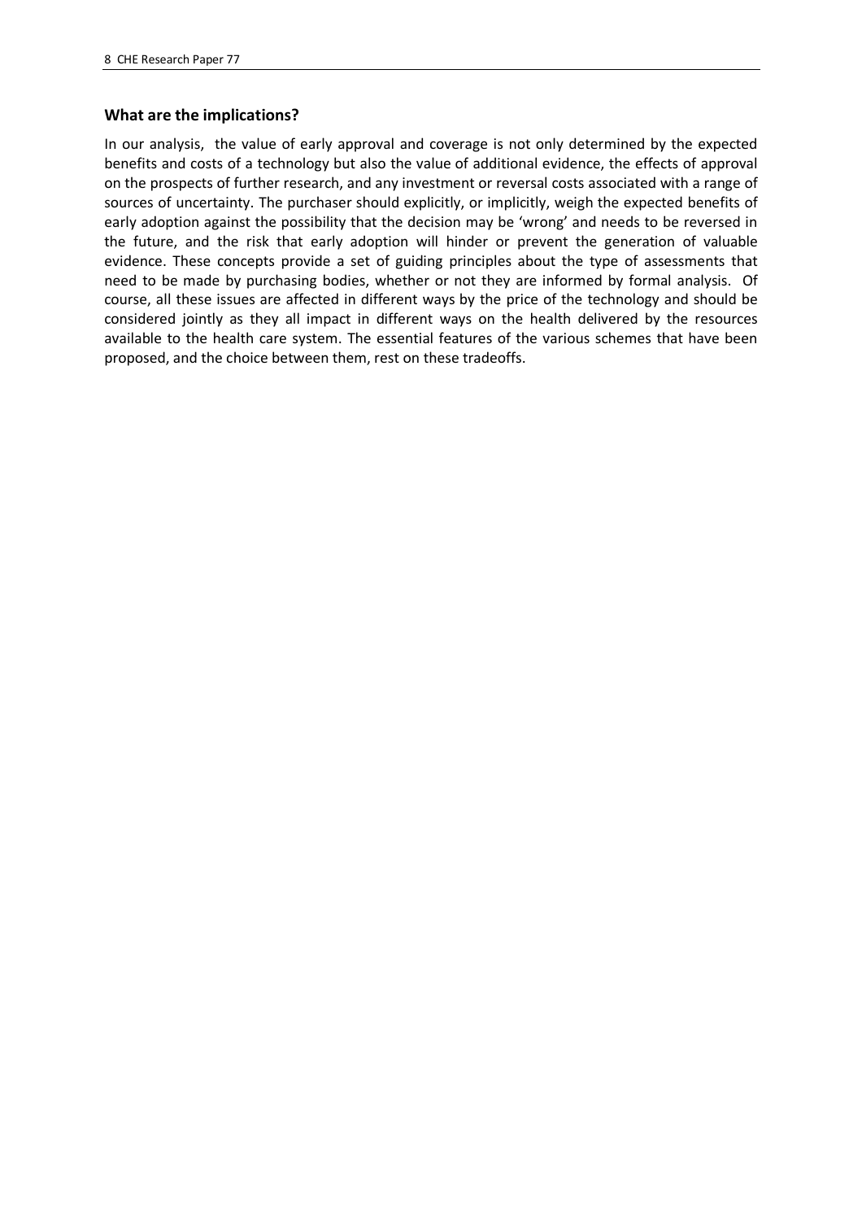### What are the implications?

In our analysis, the value of early approval and coverage is not only determined by the expected benefits and costs of a technology but also the value of additional evidence, the effects of approval on the prospects of further research, and any investment or reversal costs associated with a range of sources of uncertainty. The purchaser should explicitly, or implicitly, weigh the expected benefits of early adoption against the possibility that the decision may be 'wrong' and needs to be reversed in the future, and the risk that early adoption will hinder or prevent the generation of valuable evidence. These concepts provide a set of guiding principles about the type of assessments that need to be made by purchasing bodies, whether or not they are informed by formal analysis. Of course, all these issues are affected in different ways by the price of the technology and should be considered jointly as they all impact in different ways on the health delivered by the resources available to the health care system. The essential features of the various schemes that have been proposed, and the choice between them, rest on these tradeoffs.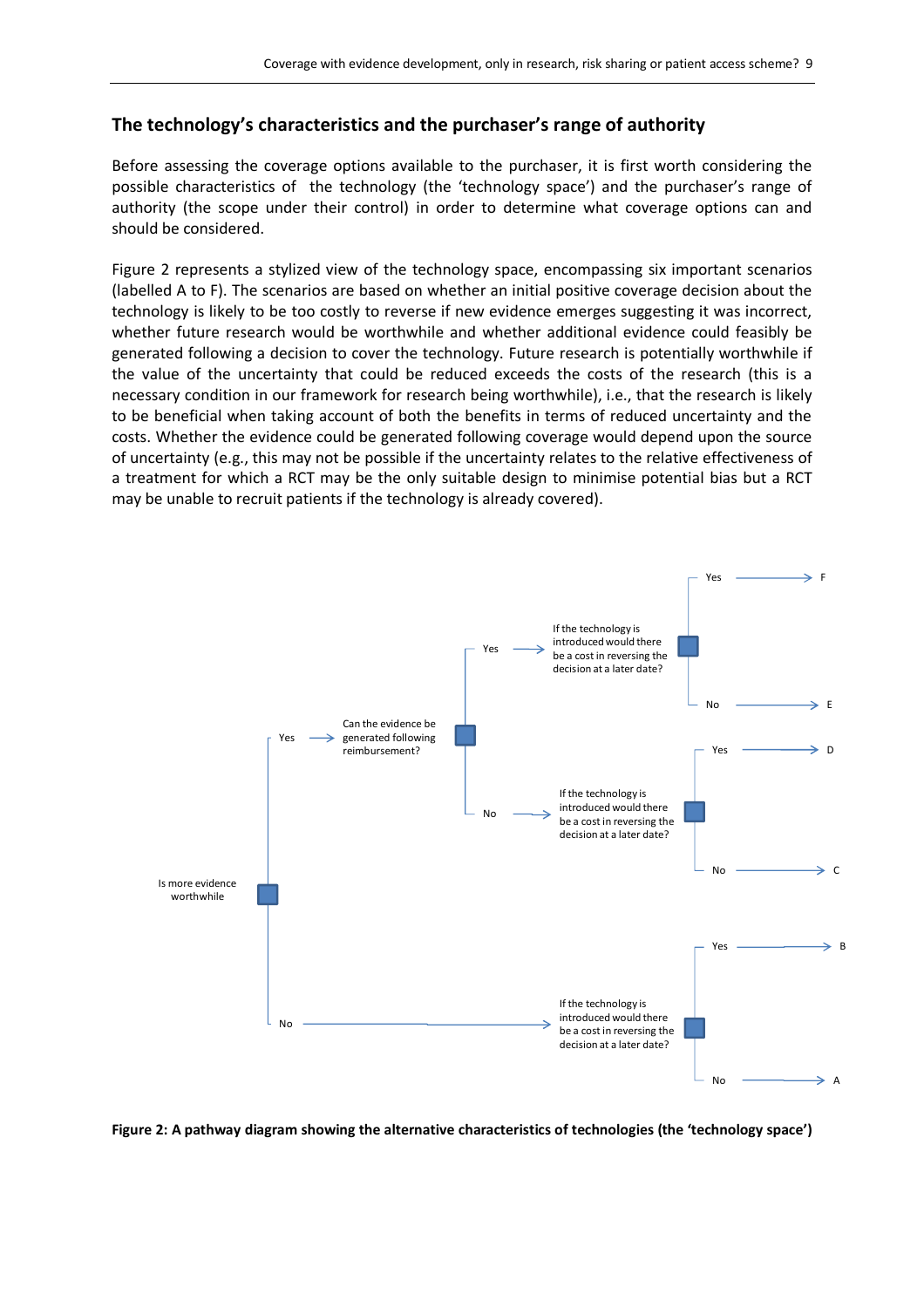## The technology's characteristics and the purchaser's range of authority

Before assessing the coverage options available to the purchaser, it is first worth considering the possible characteristics of the technology (the 'technology space') and the purchaser's range of authority (the scope under their control) in order to determine what coverage options can and should be considered.

Figure 2 represents a stylized view of the technology space, encompassing six important scenarios (labelled A to F). The scenarios are based on whether an initial positive coverage decision about the technology is likely to be too costly to reverse if new evidence emerges suggesting it was incorrect, whether future research would be worthwhile and whether additional evidence could feasibly be generated following a decision to cover the technology. Future research is potentially worthwhile if the value of the uncertainty that could be reduced exceeds the costs of the research (this is a necessary condition in our framework for research being worthwhile), i.e., that the research is likely to be beneficial when taking account of both the benefits in terms of reduced uncertainty and the costs. Whether the evidence could be generated following coverage would depend upon the source of uncertainty (e.g., this may not be possible if the uncertainty relates to the relative effectiveness of a treatment for which a RCT may be the only suitable design to minimise potential bias but a RCT may be unable to recruit patients if the technology is already covered).

Is more evidence worthwhile
- Yes → Can the evidence be generated following reimbursement?
  - Yes → If the technology is introduced would there be a cost in reversing the decision at a later date?
    - Yes → F
    - No → E
  - No → If the technology is introduced would there be a cost in reversing the decision at a later date?
    - Yes → D
    - No → C
- No → If the technology is introduced would there be a cost in reversing the decision at a later date?
  - Yes → B
  - No → A

**Figure 2: A pathway diagram showing the alternative characteristics of technologies (the 'technology space')**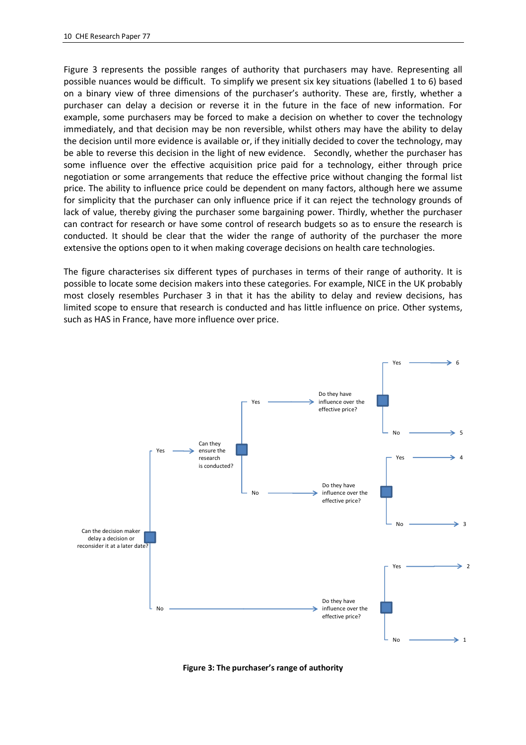Figure 3 represents the possible ranges of authority that purchasers may have. Representing all possible nuances would be difficult. To simplify we present six key situations (labelled 1 to 6) based on a binary view of three dimensions of the purchaser's authority. These are, firstly, whether a purchaser can delay a decision or reverse it in the future in the face of new information. For example, some purchasers may be forced to make a decision on whether to cover the technology immediately, and that decision may be non reversible, whilst others may have the ability to delay the decision until more evidence is available or, if they initially decided to cover the technology, may be able to reverse this decision in the light of new evidence. Secondly, whether the purchaser has some influence over the effective acquisition price paid for a technology, either through price negotiation or some arrangements that reduce the effective price without changing the formal list price. The ability to influence price could be dependent on many factors, although here we assume for simplicity that the purchaser can only influence price if it can reject the technology grounds of lack of value, thereby giving the purchaser some bargaining power. Thirdly, whether the purchaser can contract for research or have some control of research budgets so as to ensure the research is conducted. It should be clear that the wider the range of authority of the purchaser the more extensive the options open to it when making coverage decisions on health care technologies.

The figure characterises six different types of purchases in terms of their range of authority. It is possible to locate some decision makers into these categories. For example, NICE in the UK probably most closely resembles Purchaser 3 in that it has the ability to delay and review decisions, has limited scope to ensure that research is conducted and has little influence on price. Other systems, such as HAS in France, have more influence over price.

```
Can the decision maker delay a decision or reconsider it at a later date?
├── Yes → Can they ensure the research is conducted?
│         ├── Yes → Do they have influence over the effective price?
│         │         ├── Yes → 6
│         │         └── No  → 5
│         └── No  → Do they have influence over the effective price?
│                   ├── Yes → 4
│                   └── No  → 3
└── No  → Do they have influence over the effective price?
          ├── Yes → 2
          └── No  → 1
```

**Figure 3: The purchaser's range of authority**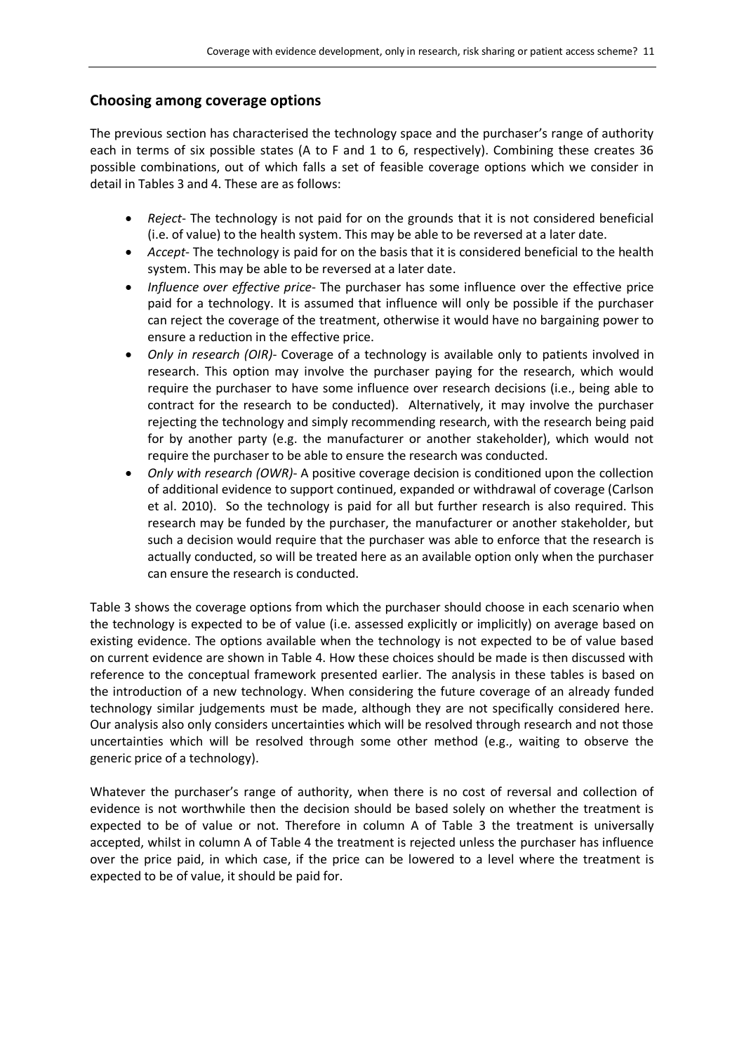## Choosing among coverage options

The previous section has characterised the technology space and the purchaser's range of authority each in terms of six possible states (A to F and 1 to 6, respectively). Combining these creates 36 possible combinations, out of which falls a set of feasible coverage options which we consider in detail in Tables 3 and 4. These are as follows:

- *Reject*- The technology is not paid for on the grounds that it is not considered beneficial (i.e. of value) to the health system. This may be able to be reversed at a later date.
- *Accept*- The technology is paid for on the basis that it is considered beneficial to the health system. This may be able to be reversed at a later date.
- *Influence over effective price*- The purchaser has some influence over the effective price paid for a technology. It is assumed that influence will only be possible if the purchaser can reject the coverage of the treatment, otherwise it would have no bargaining power to ensure a reduction in the effective price.
- *Only in research (OIR)*- Coverage of a technology is available only to patients involved in research. This option may involve the purchaser paying for the research, which would require the purchaser to have some influence over research decisions (i.e., being able to contract for the research to be conducted). Alternatively, it may involve the purchaser rejecting the technology and simply recommending research, with the research being paid for by another party (e.g. the manufacturer or another stakeholder), which would not require the purchaser to be able to ensure the research was conducted.
- *Only with research (OWR)*- A positive coverage decision is conditioned upon the collection of additional evidence to support continued, expanded or withdrawal of coverage (Carlson et al. 2010). So the technology is paid for all but further research is also required. This research may be funded by the purchaser, the manufacturer or another stakeholder, but such a decision would require that the purchaser was able to enforce that the research is actually conducted, so will be treated here as an available option only when the purchaser can ensure the research is conducted.

Table 3 shows the coverage options from which the purchaser should choose in each scenario when the technology is expected to be of value (i.e. assessed explicitly or implicitly) on average based on existing evidence. The options available when the technology is not expected to be of value based on current evidence are shown in Table 4. How these choices should be made is then discussed with reference to the conceptual framework presented earlier. The analysis in these tables is based on the introduction of a new technology. When considering the future coverage of an already funded technology similar judgements must be made, although they are not specifically considered here. Our analysis also only considers uncertainties which will be resolved through research and not those uncertainties which will be resolved through some other method (e.g., waiting to observe the generic price of a technology).

Whatever the purchaser's range of authority, when there is no cost of reversal and collection of evidence is not worthwhile then the decision should be based solely on whether the treatment is expected to be of value or not. Therefore in column A of Table 3 the treatment is universally accepted, whilst in column A of Table 4 the treatment is rejected unless the purchaser has influence over the price paid, in which case, if the price can be lowered to a level where the treatment is expected to be of value, it should be paid for.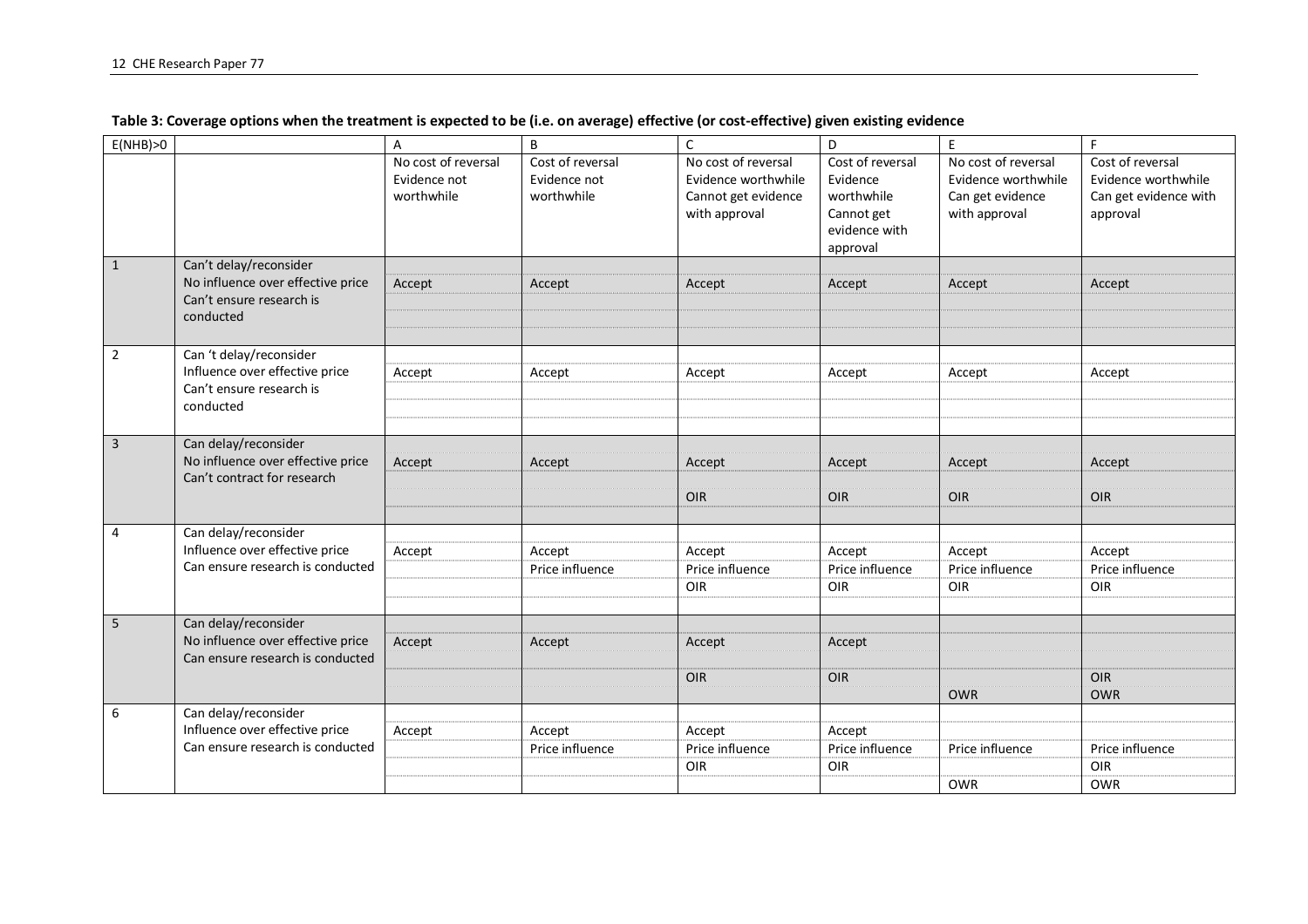**Table 3: Coverage options when the treatment is expected to be (i.e. on average) effective (or cost-effective) given existing evidence**

| E(NHB)>0 | | A | B | C | D | E | F |
|---|---|---|---|---|---|---|---|
| | | No cost of reversal Evidence not worthwhile | Cost of reversal Evidence not worthwhile | No cost of reversal Evidence worthwhile Cannot get evidence with approval | Cost of reversal Evidence worthwhile Cannot get evidence with approval | No cost of reversal Evidence worthwhile Can get evidence with approval | Cost of reversal Evidence worthwhile Can get evidence with approval |
| 1 | Can't delay/reconsider No influence over effective price Can't ensure research is conducted | Accept | Accept | Accept | Accept | Accept | Accept |
| 2 | Can 't delay/reconsider Influence over effective price Can't ensure research is conducted | Accept | Accept | Accept | Accept | Accept | Accept |
| 3 | Can delay/reconsider No influence over effective price Can't contract for research | Accept | Accept | Accept<br>OIR | Accept<br>OIR | Accept<br>OIR | Accept<br>OIR |
| 4 | Can delay/reconsider Influence over effective price Can ensure research is conducted | Accept | Accept<br>Price influence | Accept<br>Price influence<br>OIR | Accept<br>Price influence<br>OIR | Accept<br>Price influence<br>OIR | Accept<br>Price influence<br>OIR |
| 5 | Can delay/reconsider No influence over effective price Can ensure research is conducted | Accept | Accept | Accept<br>OIR | Accept<br>OIR | OWR | OIR<br>OWR |
| 6 | Can delay/reconsider Influence over effective price Can ensure research is conducted | Accept | Accept<br>Price influence | Accept<br>Price influence<br>OIR | Accept<br>Price influence<br>OIR | Price influence<br>OWR | Price influence<br>OIR<br>OWR |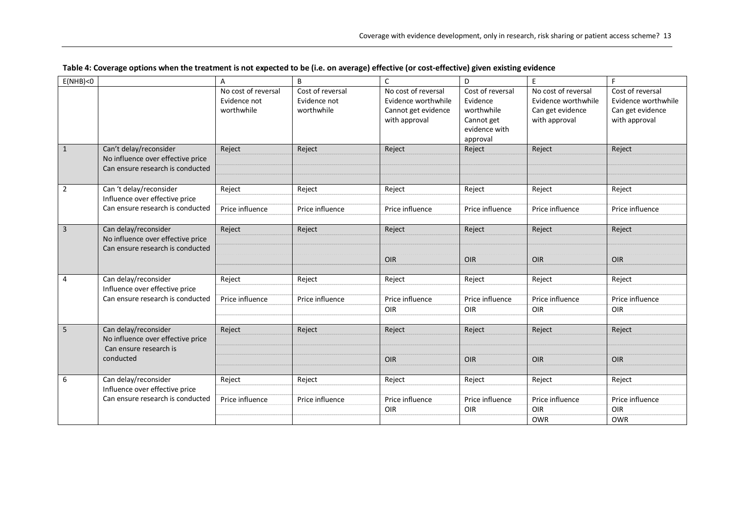**Table 4: Coverage options when the treatment is not expected to be (i.e. on average) effective (or cost-effective) given existing evidence**

| E(NHB)<0 | | A | B | C | D | E | F |
|---|---|---|---|---|---|---|---|
| | | No cost of reversal Evidence not worthwhile | Cost of reversal Evidence not worthwhile | No cost of reversal Evidence worthwhile Cannot get evidence with approval | Cost of reversal Evidence worthwhile Cannot get evidence with approval | No cost of reversal Evidence worthwhile Can get evidence with approval | Cost of reversal Evidence worthwhile Can get evidence with approval |
| 1 | Can't delay/reconsider No influence over effective price Can ensure research is conducted | Reject | Reject | Reject | Reject | Reject | Reject |
| 2 | Can 't delay/reconsider Influence over effective price Can ensure research is conducted | Reject<br>Price influence | Reject<br>Price influence | Reject<br>Price influence | Reject<br>Price influence | Reject<br>Price influence | Reject<br>Price influence |
| 3 | Can delay/reconsider No influence over effective price Can ensure research is conducted | Reject | Reject | Reject<br>OIR | Reject<br>OIR | Reject<br>OIR | Reject<br>OIR |
| 4 | Can delay/reconsider Influence over effective price Can ensure research is conducted | Reject<br>Price influence | Reject<br>Price influence | Reject<br>Price influence<br>OIR | Reject<br>Price influence<br>OIR | Reject<br>Price influence<br>OIR | Reject<br>Price influence<br>OIR |
| 5 | Can delay/reconsider No influence over effective price Can ensure research is conducted | Reject | Reject | Reject<br>OIR | Reject<br>OIR | Reject<br>OIR | Reject<br>OIR |
| 6 | Can delay/reconsider Influence over effective price Can ensure research is conducted | Reject<br>Price influence | Reject<br>Price influence | Reject<br>Price influence<br>OIR | Reject<br>Price influence<br>OIR | Reject<br>Price influence<br>OIR<br>OWR | Reject<br>Price influence<br>OIR<br>OWR |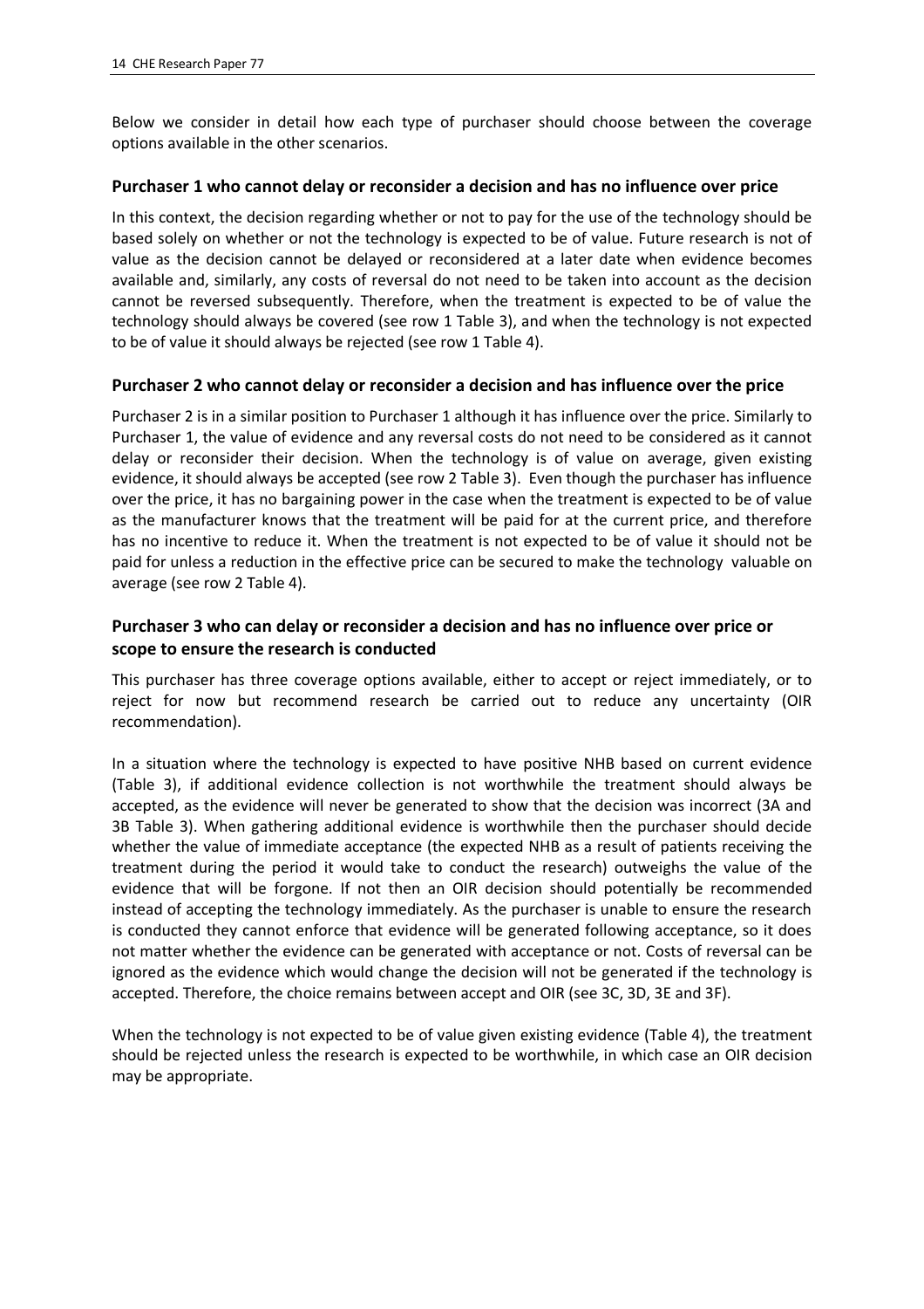Below we consider in detail how each type of purchaser should choose between the coverage options available in the other scenarios.

### Purchaser 1 who cannot delay or reconsider a decision and has no influence over price

In this context, the decision regarding whether or not to pay for the use of the technology should be based solely on whether or not the technology is expected to be of value. Future research is not of value as the decision cannot be delayed or reconsidered at a later date when evidence becomes available and, similarly, any costs of reversal do not need to be taken into account as the decision cannot be reversed subsequently. Therefore, when the treatment is expected to be of value the technology should always be covered (see row 1 Table 3), and when the technology is not expected to be of value it should always be rejected (see row 1 Table 4).

### Purchaser 2 who cannot delay or reconsider a decision and has influence over the price

Purchaser 2 is in a similar position to Purchaser 1 although it has influence over the price. Similarly to Purchaser 1, the value of evidence and any reversal costs do not need to be considered as it cannot delay or reconsider their decision. When the technology is of value on average, given existing evidence, it should always be accepted (see row 2 Table 3). Even though the purchaser has influence over the price, it has no bargaining power in the case when the treatment is expected to be of value as the manufacturer knows that the treatment will be paid for at the current price, and therefore has no incentive to reduce it. When the treatment is not expected to be of value it should not be paid for unless a reduction in the effective price can be secured to make the technology valuable on average (see row 2 Table 4).

### Purchaser 3 who can delay or reconsider a decision and has no influence over price or scope to ensure the research is conducted

This purchaser has three coverage options available, either to accept or reject immediately, or to reject for now but recommend research be carried out to reduce any uncertainty (OIR recommendation).

In a situation where the technology is expected to have positive NHB based on current evidence (Table 3), if additional evidence collection is not worthwhile the treatment should always be accepted, as the evidence will never be generated to show that the decision was incorrect (3A and 3B Table 3). When gathering additional evidence is worthwhile then the purchaser should decide whether the value of immediate acceptance (the expected NHB as a result of patients receiving the treatment during the period it would take to conduct the research) outweighs the value of the evidence that will be forgone. If not then an OIR decision should potentially be recommended instead of accepting the technology immediately. As the purchaser is unable to ensure the research is conducted they cannot enforce that evidence will be generated following acceptance, so it does not matter whether the evidence can be generated with acceptance or not. Costs of reversal can be ignored as the evidence which would change the decision will not be generated if the technology is accepted. Therefore, the choice remains between accept and OIR (see 3C, 3D, 3E and 3F).

When the technology is not expected to be of value given existing evidence (Table 4), the treatment should be rejected unless the research is expected to be worthwhile, in which case an OIR decision may be appropriate.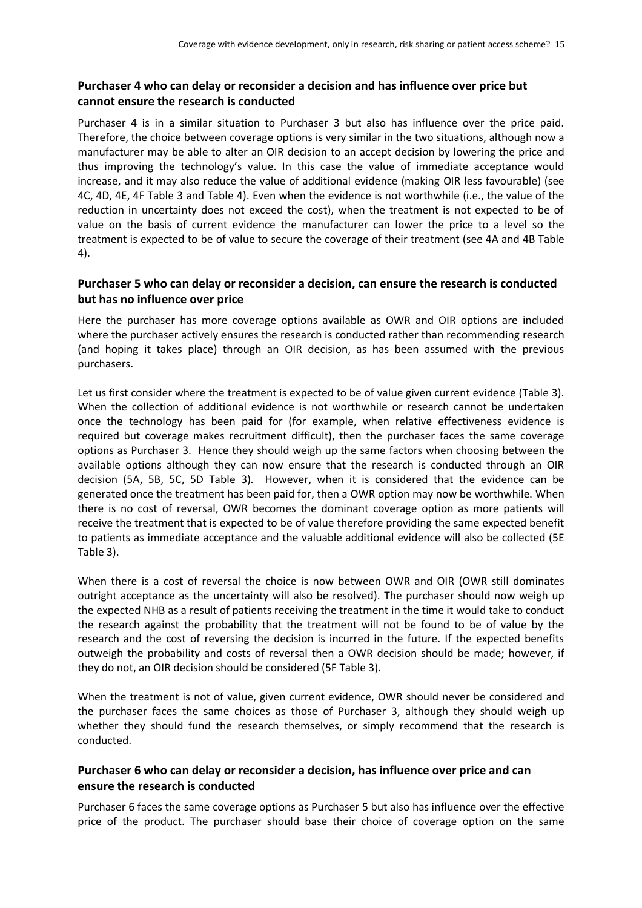### Purchaser 4 who can delay or reconsider a decision and has influence over price but cannot ensure the research is conducted

Purchaser 4 is in a similar situation to Purchaser 3 but also has influence over the price paid. Therefore, the choice between coverage options is very similar in the two situations, although now a manufacturer may be able to alter an OIR decision to an accept decision by lowering the price and thus improving the technology's value. In this case the value of immediate acceptance would increase, and it may also reduce the value of additional evidence (making OIR less favourable) (see 4C, 4D, 4E, 4F Table 3 and Table 4). Even when the evidence is not worthwhile (i.e., the value of the reduction in uncertainty does not exceed the cost), when the treatment is not expected to be of value on the basis of current evidence the manufacturer can lower the price to a level so the treatment is expected to be of value to secure the coverage of their treatment (see 4A and 4B Table 4).

### Purchaser 5 who can delay or reconsider a decision, can ensure the research is conducted but has no influence over price

Here the purchaser has more coverage options available as OWR and OIR options are included where the purchaser actively ensures the research is conducted rather than recommending research (and hoping it takes place) through an OIR decision, as has been assumed with the previous purchasers.

Let us first consider where the treatment is expected to be of value given current evidence (Table 3). When the collection of additional evidence is not worthwhile or research cannot be undertaken once the technology has been paid for (for example, when relative effectiveness evidence is required but coverage makes recruitment difficult), then the purchaser faces the same coverage options as Purchaser 3. Hence they should weigh up the same factors when choosing between the available options although they can now ensure that the research is conducted through an OIR decision (5A, 5B, 5C, 5D Table 3). However, when it is considered that the evidence can be generated once the treatment has been paid for, then a OWR option may now be worthwhile. When there is no cost of reversal, OWR becomes the dominant coverage option as more patients will receive the treatment that is expected to be of value therefore providing the same expected benefit to patients as immediate acceptance and the valuable additional evidence will also be collected (5E Table 3).

When there is a cost of reversal the choice is now between OWR and OIR (OWR still dominates outright acceptance as the uncertainty will also be resolved). The purchaser should now weigh up the expected NHB as a result of patients receiving the treatment in the time it would take to conduct the research against the probability that the treatment will not be found to be of value by the research and the cost of reversing the decision is incurred in the future. If the expected benefits outweigh the probability and costs of reversal then a OWR decision should be made; however, if they do not, an OIR decision should be considered (5F Table 3).

When the treatment is not of value, given current evidence, OWR should never be considered and the purchaser faces the same choices as those of Purchaser 3, although they should weigh up whether they should fund the research themselves, or simply recommend that the research is conducted.

### Purchaser 6 who can delay or reconsider a decision, has influence over price and can ensure the research is conducted

Purchaser 6 faces the same coverage options as Purchaser 5 but also has influence over the effective price of the product. The purchaser should base their choice of coverage option on the same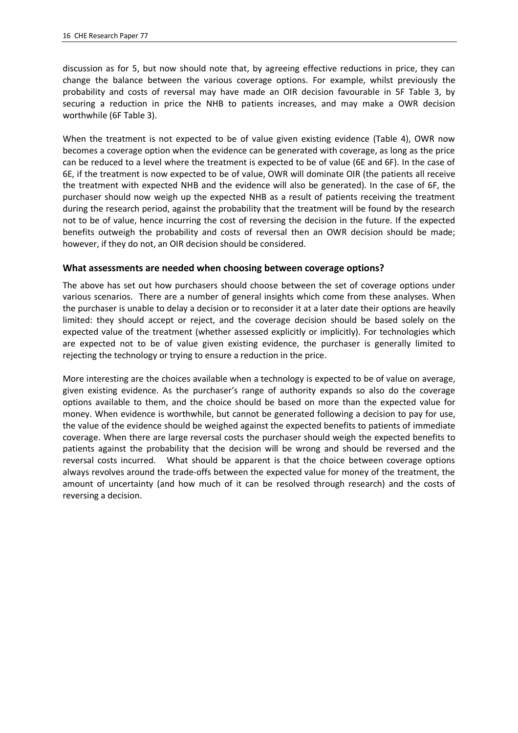discussion as for 5, but now should note that, by agreeing effective reductions in price, they can change the balance between the various coverage options. For example, whilst previously the probability and costs of reversal may have made an OIR decision favourable in 5F Table 3, by securing a reduction in price the NHB to patients increases, and may make a OWR decision worthwhile (6F Table 3).

When the treatment is not expected to be of value given existing evidence (Table 4), OWR now becomes a coverage option when the evidence can be generated with coverage, as long as the price can be reduced to a level where the treatment is expected to be of value (6E and 6F). In the case of 6E, if the treatment is now expected to be of value, OWR will dominate OIR (the patients all receive the treatment with expected NHB and the evidence will also be generated). In the case of 6F, the purchaser should now weigh up the expected NHB as a result of patients receiving the treatment during the research period, against the probability that the treatment will be found by the research not to be of value, hence incurring the cost of reversing the decision in the future. If the expected benefits outweigh the probability and costs of reversal then an OWR decision should be made; however, if they do not, an OIR decision should be considered.

### What assessments are needed when choosing between coverage options?

The above has set out how purchasers should choose between the set of coverage options under various scenarios. There are a number of general insights which come from these analyses. When the purchaser is unable to delay a decision or to reconsider it at a later date their options are heavily limited: they should accept or reject, and the coverage decision should be based solely on the expected value of the treatment (whether assessed explicitly or implicitly). For technologies which are expected not to be of value given existing evidence, the purchaser is generally limited to rejecting the technology or trying to ensure a reduction in the price.

More interesting are the choices available when a technology is expected to be of value on average, given existing evidence. As the purchaser's range of authority expands so also do the coverage options available to them, and the choice should be based on more than the expected value for money. When evidence is worthwhile, but cannot be generated following a decision to pay for use, the value of the evidence should be weighed against the expected benefits to patients of immediate coverage. When there are large reversal costs the purchaser should weigh the expected benefits to patients against the probability that the decision will be wrong and should be reversed and the reversal costs incurred. What should be apparent is that the choice between coverage options always revolves around the trade-offs between the expected value for money of the treatment, the amount of uncertainty (and how much of it can be resolved through research) and the costs of reversing a decision.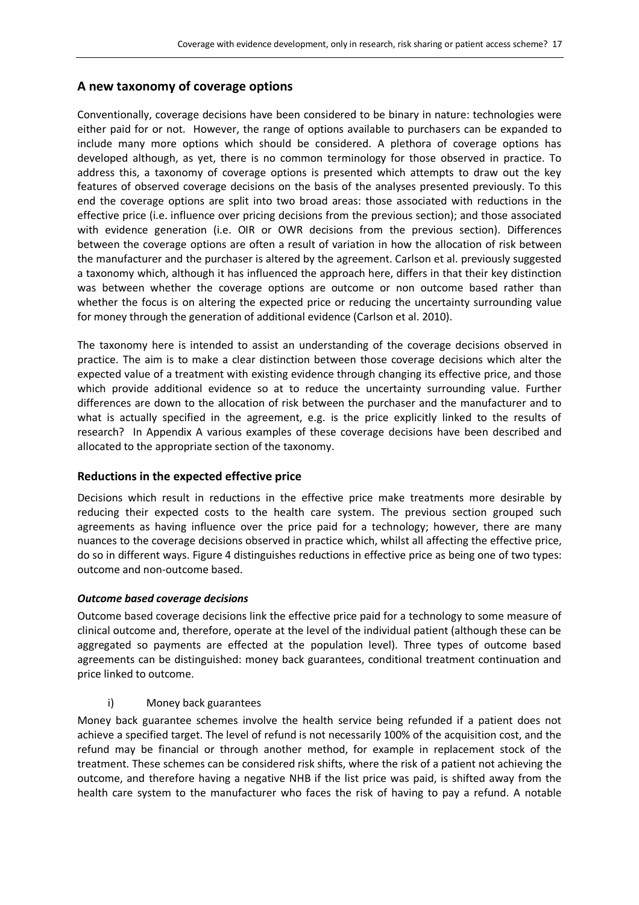## A new taxonomy of coverage options

Conventionally, coverage decisions have been considered to be binary in nature: technologies were either paid for or not. However, the range of options available to purchasers can be expanded to include many more options which should be considered. A plethora of coverage options has developed although, as yet, there is no common terminology for those observed in practice. To address this, a taxonomy of coverage options is presented which attempts to draw out the key features of observed coverage decisions on the basis of the analyses presented previously. To this end the coverage options are split into two broad areas: those associated with reductions in the effective price (i.e. influence over pricing decisions from the previous section); and those associated with evidence generation (i.e. OIR or OWR decisions from the previous section). Differences between the coverage options are often a result of variation in how the allocation of risk between the manufacturer and the purchaser is altered by the agreement. Carlson et al. previously suggested a taxonomy which, although it has influenced the approach here, differs in that their key distinction was between whether the coverage options are outcome or non outcome based rather than whether the focus is on altering the expected price or reducing the uncertainty surrounding value for money through the generation of additional evidence (Carlson et al. 2010).

The taxonomy here is intended to assist an understanding of the coverage decisions observed in practice. The aim is to make a clear distinction between those coverage decisions which alter the expected value of a treatment with existing evidence through changing its effective price, and those which provide additional evidence so at to reduce the uncertainty surrounding value. Further differences are down to the allocation of risk between the purchaser and the manufacturer and to what is actually specified in the agreement, e.g. is the price explicitly linked to the results of research? In Appendix A various examples of these coverage decisions have been described and allocated to the appropriate section of the taxonomy.

### Reductions in the expected effective price

Decisions which result in reductions in the effective price make treatments more desirable by reducing their expected costs to the health care system. The previous section grouped such agreements as having influence over the price paid for a technology; however, there are many nuances to the coverage decisions observed in practice which, whilst all affecting the effective price, do so in different ways. Figure 4 distinguishes reductions in effective price as being one of two types: outcome and non-outcome based.

#### *Outcome based coverage decisions*

Outcome based coverage decisions link the effective price paid for a technology to some measure of clinical outcome and, therefore, operate at the level of the individual patient (although these can be aggregated so payments are effected at the population level). Three types of outcome based agreements can be distinguished: money back guarantees, conditional treatment continuation and price linked to outcome.

i) Money back guarantees

Money back guarantee schemes involve the health service being refunded if a patient does not achieve a specified target. The level of refund is not necessarily 100% of the acquisition cost, and the refund may be financial or through another method, for example in replacement stock of the treatment. These schemes can be considered risk shifts, where the risk of a patient not achieving the outcome, and therefore having a negative NHB if the list price was paid, is shifted away from the health care system to the manufacturer who faces the risk of having to pay a refund. A notable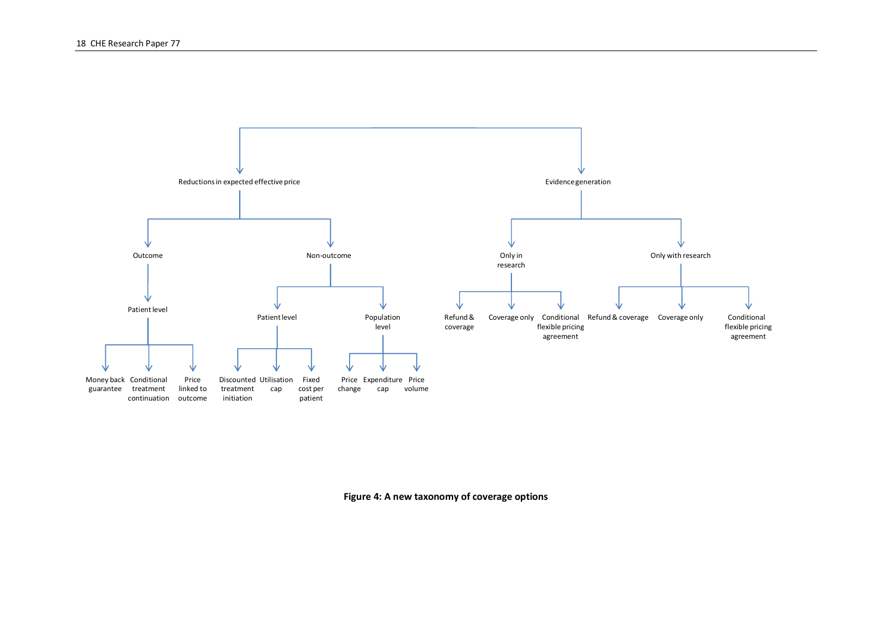- Reductions in expected effective price
  - Outcome
    - Patient level
      - Money back guarantee
      - Conditional treatment continuation
      - Price linked to outcome
  - Non-outcome
    - Patient level
      - Discounted treatment initiation
      - Utilisation cap
      - Fixed cost per patient
    - Population level
      - Price change
      - Expenditure cap
      - Price volume
- Evidence generation
  - Only in research
    - Refund & coverage
    - Coverage only
    - Conditional flexible pricing agreement
  - Only with research
    - Refund & coverage
    - Coverage only
    - Conditional flexible pricing agreement

**Figure 4: A new taxonomy of coverage options**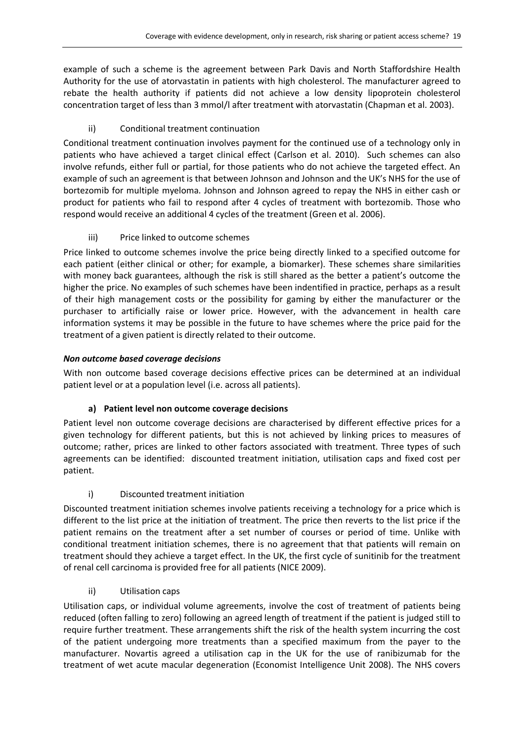example of such a scheme is the agreement between Park Davis and North Staffordshire Health Authority for the use of atorvastatin in patients with high cholesterol. The manufacturer agreed to rebate the health authority if patients did not achieve a low density lipoprotein cholesterol concentration target of less than 3 mmol/l after treatment with atorvastatin (Chapman et al. 2003).

ii) Conditional treatment continuation

Conditional treatment continuation involves payment for the continued use of a technology only in patients who have achieved a target clinical effect (Carlson et al. 2010). Such schemes can also involve refunds, either full or partial, for those patients who do not achieve the targeted effect. An example of such an agreement is that between Johnson and Johnson and the UK's NHS for the use of bortezomib for multiple myeloma. Johnson and Johnson agreed to repay the NHS in either cash or product for patients who fail to respond after 4 cycles of treatment with bortezomib. Those who respond would receive an additional 4 cycles of the treatment (Green et al. 2006).

iii) Price linked to outcome schemes

Price linked to outcome schemes involve the price being directly linked to a specified outcome for each patient (either clinical or other; for example, a biomarker). These schemes share similarities with money back guarantees, although the risk is still shared as the better a patient's outcome the higher the price. No examples of such schemes have been indentified in practice, perhaps as a result of their high management costs or the possibility for gaming by either the manufacturer or the purchaser to artificially raise or lower price. However, with the advancement in health care information systems it may be possible in the future to have schemes where the price paid for the treatment of a given patient is directly related to their outcome.

***Non outcome based coverage decisions***

With non outcome based coverage decisions effective prices can be determined at an individual patient level or at a population level (i.e. across all patients).

**a) Patient level non outcome coverage decisions**

Patient level non outcome coverage decisions are characterised by different effective prices for a given technology for different patients, but this is not achieved by linking prices to measures of outcome; rather, prices are linked to other factors associated with treatment. Three types of such agreements can be identified: discounted treatment initiation, utilisation caps and fixed cost per patient.

i) Discounted treatment initiation

Discounted treatment initiation schemes involve patients receiving a technology for a price which is different to the list price at the initiation of treatment. The price then reverts to the list price if the patient remains on the treatment after a set number of courses or period of time. Unlike with conditional treatment initiation schemes, there is no agreement that that patients will remain on treatment should they achieve a target effect. In the UK, the first cycle of sunitinib for the treatment of renal cell carcinoma is provided free for all patients (NICE 2009).

ii) Utilisation caps

Utilisation caps, or individual volume agreements, involve the cost of treatment of patients being reduced (often falling to zero) following an agreed length of treatment if the patient is judged still to require further treatment. These arrangements shift the risk of the health system incurring the cost of the patient undergoing more treatments than a specified maximum from the payer to the manufacturer. Novartis agreed a utilisation cap in the UK for the use of ranibizumab for the treatment of wet acute macular degeneration (Economist Intelligence Unit 2008). The NHS covers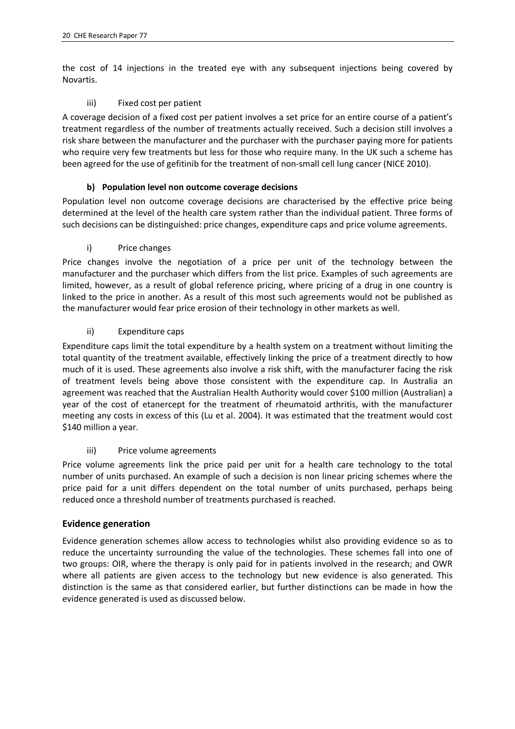the cost of 14 injections in the treated eye with any subsequent injections being covered by Novartis.

#### iii) Fixed cost per patient

A coverage decision of a fixed cost per patient involves a set price for an entire course of a patient's treatment regardless of the number of treatments actually received. Such a decision still involves a risk share between the manufacturer and the purchaser with the purchaser paying more for patients who require very few treatments but less for those who require many. In the UK such a scheme has been agreed for the use of gefitinib for the treatment of non-small cell lung cancer (NICE 2010).

### b) Population level non outcome coverage decisions

Population level non outcome coverage decisions are characterised by the effective price being determined at the level of the health care system rather than the individual patient. Three forms of such decisions can be distinguished: price changes, expenditure caps and price volume agreements.

#### i) Price changes

Price changes involve the negotiation of a price per unit of the technology between the manufacturer and the purchaser which differs from the list price. Examples of such agreements are limited, however, as a result of global reference pricing, where pricing of a drug in one country is linked to the price in another. As a result of this most such agreements would not be published as the manufacturer would fear price erosion of their technology in other markets as well.

#### ii) Expenditure caps

Expenditure caps limit the total expenditure by a health system on a treatment without limiting the total quantity of the treatment available, effectively linking the price of a treatment directly to how much of it is used. These agreements also involve a risk shift, with the manufacturer facing the risk of treatment levels being above those consistent with the expenditure cap. In Australia an agreement was reached that the Australian Health Authority would cover $100 million (Australian) a year of the cost of etanercept for the treatment of rheumatoid arthritis, with the manufacturer meeting any costs in excess of this (Lu et al. 2004). It was estimated that the treatment would cost $140 million a year.

#### iii) Price volume agreements

Price volume agreements link the price paid per unit for a health care technology to the total number of units purchased. An example of such a decision is non linear pricing schemes where the price paid for a unit differs dependent on the total number of units purchased, perhaps being reduced once a threshold number of treatments purchased is reached.

## Evidence generation

Evidence generation schemes allow access to technologies whilst also providing evidence so as to reduce the uncertainty surrounding the value of the technologies. These schemes fall into one of two groups: OIR, where the therapy is only paid for in patients involved in the research; and OWR where all patients are given access to the technology but new evidence is also generated. This distinction is the same as that considered earlier, but further distinctions can be made in how the evidence generated is used as discussed below.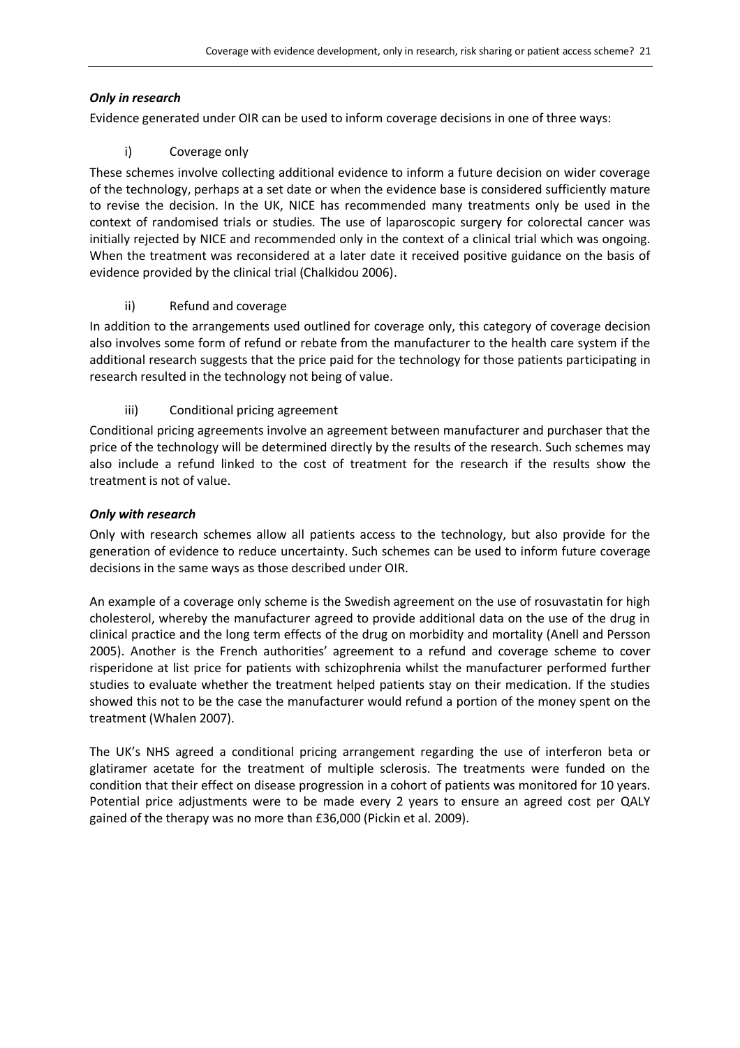### *Only in research*

Evidence generated under OIR can be used to inform coverage decisions in one of three ways:

i) Coverage only

These schemes involve collecting additional evidence to inform a future decision on wider coverage of the technology, perhaps at a set date or when the evidence base is considered sufficiently mature to revise the decision. In the UK, NICE has recommended many treatments only be used in the context of randomised trials or studies. The use of laparoscopic surgery for colorectal cancer was initially rejected by NICE and recommended only in the context of a clinical trial which was ongoing. When the treatment was reconsidered at a later date it received positive guidance on the basis of evidence provided by the clinical trial (Chalkidou 2006).

ii) Refund and coverage

In addition to the arrangements used outlined for coverage only, this category of coverage decision also involves some form of refund or rebate from the manufacturer to the health care system if the additional research suggests that the price paid for the technology for those patients participating in research resulted in the technology not being of value.

iii) Conditional pricing agreement

Conditional pricing agreements involve an agreement between manufacturer and purchaser that the price of the technology will be determined directly by the results of the research. Such schemes may also include a refund linked to the cost of treatment for the research if the results show the treatment is not of value.

### *Only with research*

Only with research schemes allow all patients access to the technology, but also provide for the generation of evidence to reduce uncertainty. Such schemes can be used to inform future coverage decisions in the same ways as those described under OIR.

An example of a coverage only scheme is the Swedish agreement on the use of rosuvastatin for high cholesterol, whereby the manufacturer agreed to provide additional data on the use of the drug in clinical practice and the long term effects of the drug on morbidity and mortality (Anell and Persson 2005). Another is the French authorities' agreement to a refund and coverage scheme to cover risperidone at list price for patients with schizophrenia whilst the manufacturer performed further studies to evaluate whether the treatment helped patients stay on their medication. If the studies showed this not to be the case the manufacturer would refund a portion of the money spent on the treatment (Whalen 2007).

The UK's NHS agreed a conditional pricing arrangement regarding the use of interferon beta or glatiramer acetate for the treatment of multiple sclerosis. The treatments were funded on the condition that their effect on disease progression in a cohort of patients was monitored for 10 years. Potential price adjustments were to be made every 2 years to ensure an agreed cost per QALY gained of the therapy was no more than £36,000 (Pickin et al. 2009).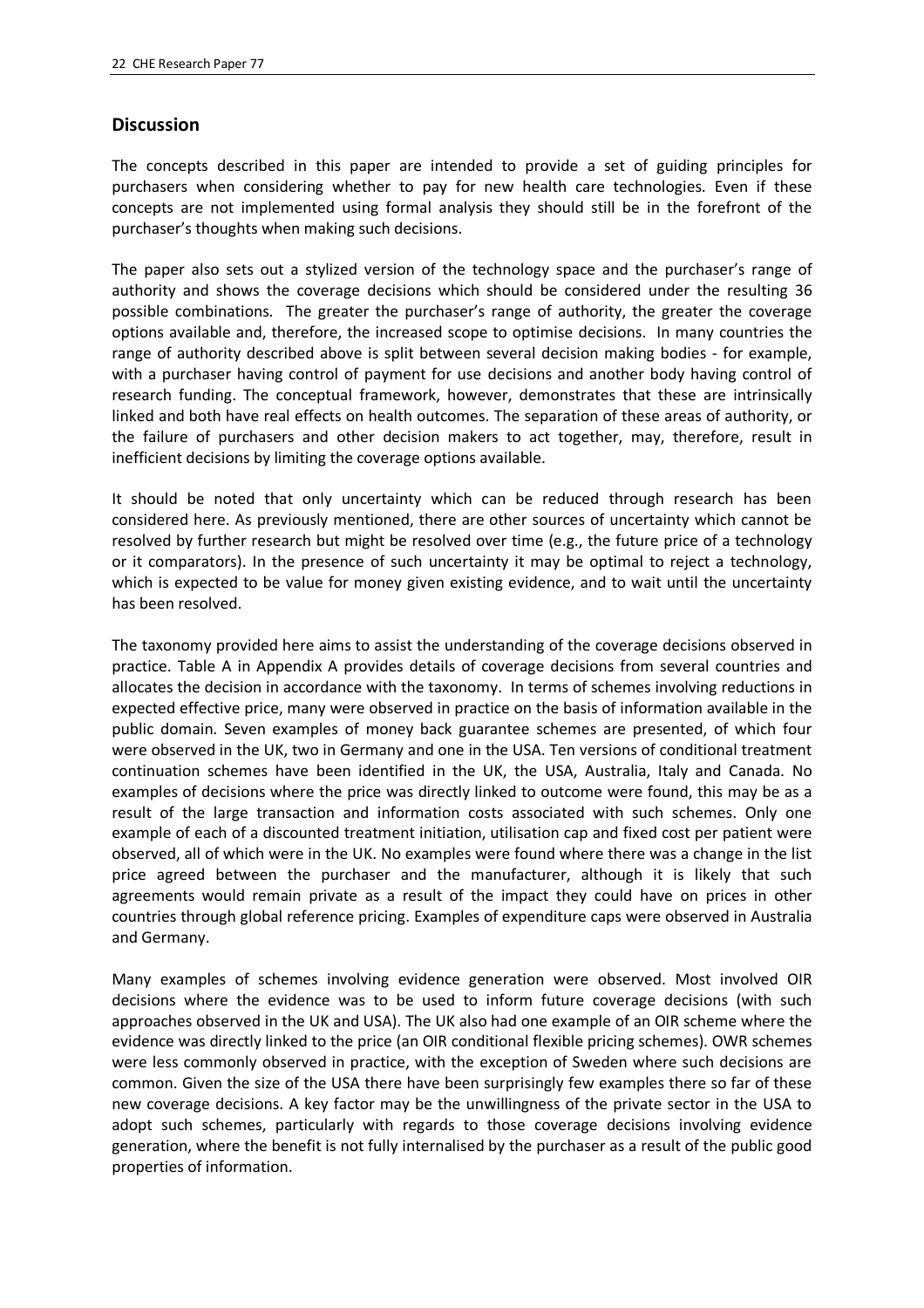## Discussion

The concepts described in this paper are intended to provide a set of guiding principles for purchasers when considering whether to pay for new health care technologies. Even if these concepts are not implemented using formal analysis they should still be in the forefront of the purchaser's thoughts when making such decisions.

The paper also sets out a stylized version of the technology space and the purchaser's range of authority and shows the coverage decisions which should be considered under the resulting 36 possible combinations. The greater the purchaser's range of authority, the greater the coverage options available and, therefore, the increased scope to optimise decisions. In many countries the range of authority described above is split between several decision making bodies - for example, with a purchaser having control of payment for use decisions and another body having control of research funding. The conceptual framework, however, demonstrates that these are intrinsically linked and both have real effects on health outcomes. The separation of these areas of authority, or the failure of purchasers and other decision makers to act together, may, therefore, result in inefficient decisions by limiting the coverage options available.

It should be noted that only uncertainty which can be reduced through research has been considered here. As previously mentioned, there are other sources of uncertainty which cannot be resolved by further research but might be resolved over time (e.g., the future price of a technology or it comparators). In the presence of such uncertainty it may be optimal to reject a technology, which is expected to be value for money given existing evidence, and to wait until the uncertainty has been resolved.

The taxonomy provided here aims to assist the understanding of the coverage decisions observed in practice. Table A in Appendix A provides details of coverage decisions from several countries and allocates the decision in accordance with the taxonomy. In terms of schemes involving reductions in expected effective price, many were observed in practice on the basis of information available in the public domain. Seven examples of money back guarantee schemes are presented, of which four were observed in the UK, two in Germany and one in the USA. Ten versions of conditional treatment continuation schemes have been identified in the UK, the USA, Australia, Italy and Canada. No examples of decisions where the price was directly linked to outcome were found, this may be as a result of the large transaction and information costs associated with such schemes. Only one example of each of a discounted treatment initiation, utilisation cap and fixed cost per patient were observed, all of which were in the UK. No examples were found where there was a change in the list price agreed between the purchaser and the manufacturer, although it is likely that such agreements would remain private as a result of the impact they could have on prices in other countries through global reference pricing. Examples of expenditure caps were observed in Australia and Germany.

Many examples of schemes involving evidence generation were observed. Most involved OIR decisions where the evidence was to be used to inform future coverage decisions (with such approaches observed in the UK and USA). The UK also had one example of an OIR scheme where the evidence was directly linked to the price (an OIR conditional flexible pricing schemes). OWR schemes were less commonly observed in practice, with the exception of Sweden where such decisions are common. Given the size of the USA there have been surprisingly few examples there so far of these new coverage decisions. A key factor may be the unwillingness of the private sector in the USA to adopt such schemes, particularly with regards to those coverage decisions involving evidence generation, where the benefit is not fully internalised by the purchaser as a result of the public good properties of information.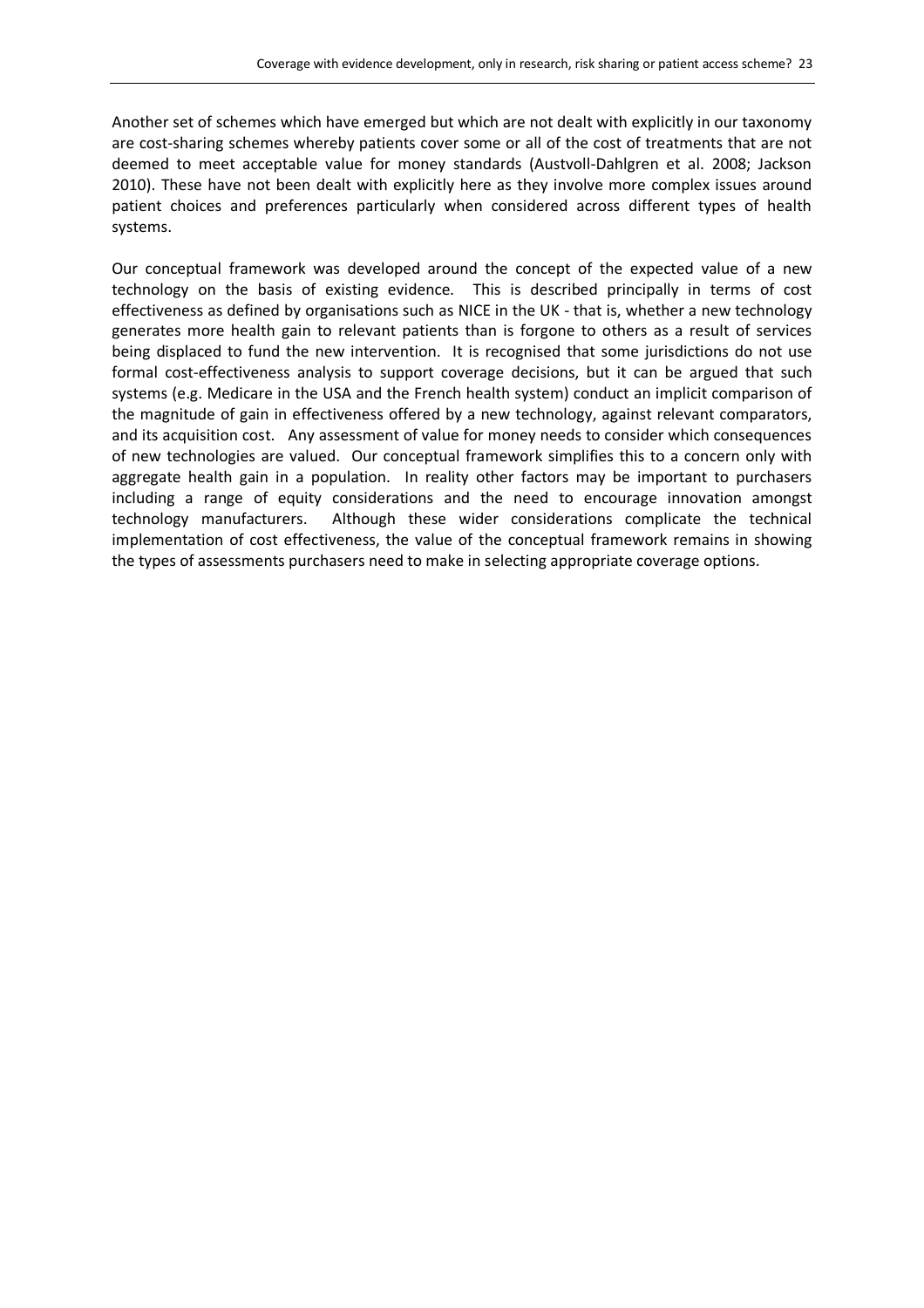Another set of schemes which have emerged but which are not dealt with explicitly in our taxonomy are cost-sharing schemes whereby patients cover some or all of the cost of treatments that are not deemed to meet acceptable value for money standards (Austvoll-Dahlgren et al. 2008; Jackson 2010). These have not been dealt with explicitly here as they involve more complex issues around patient choices and preferences particularly when considered across different types of health systems.

Our conceptual framework was developed around the concept of the expected value of a new technology on the basis of existing evidence. This is described principally in terms of cost effectiveness as defined by organisations such as NICE in the UK - that is, whether a new technology generates more health gain to relevant patients than is forgone to others as a result of services being displaced to fund the new intervention. It is recognised that some jurisdictions do not use formal cost-effectiveness analysis to support coverage decisions, but it can be argued that such systems (e.g. Medicare in the USA and the French health system) conduct an implicit comparison of the magnitude of gain in effectiveness offered by a new technology, against relevant comparators, and its acquisition cost. Any assessment of value for money needs to consider which consequences of new technologies are valued. Our conceptual framework simplifies this to a concern only with aggregate health gain in a population. In reality other factors may be important to purchasers including a range of equity considerations and the need to encourage innovation amongst technology manufacturers. Although these wider considerations complicate the technical implementation of cost effectiveness, the value of the conceptual framework remains in showing the types of assessments purchasers need to make in selecting appropriate coverage options.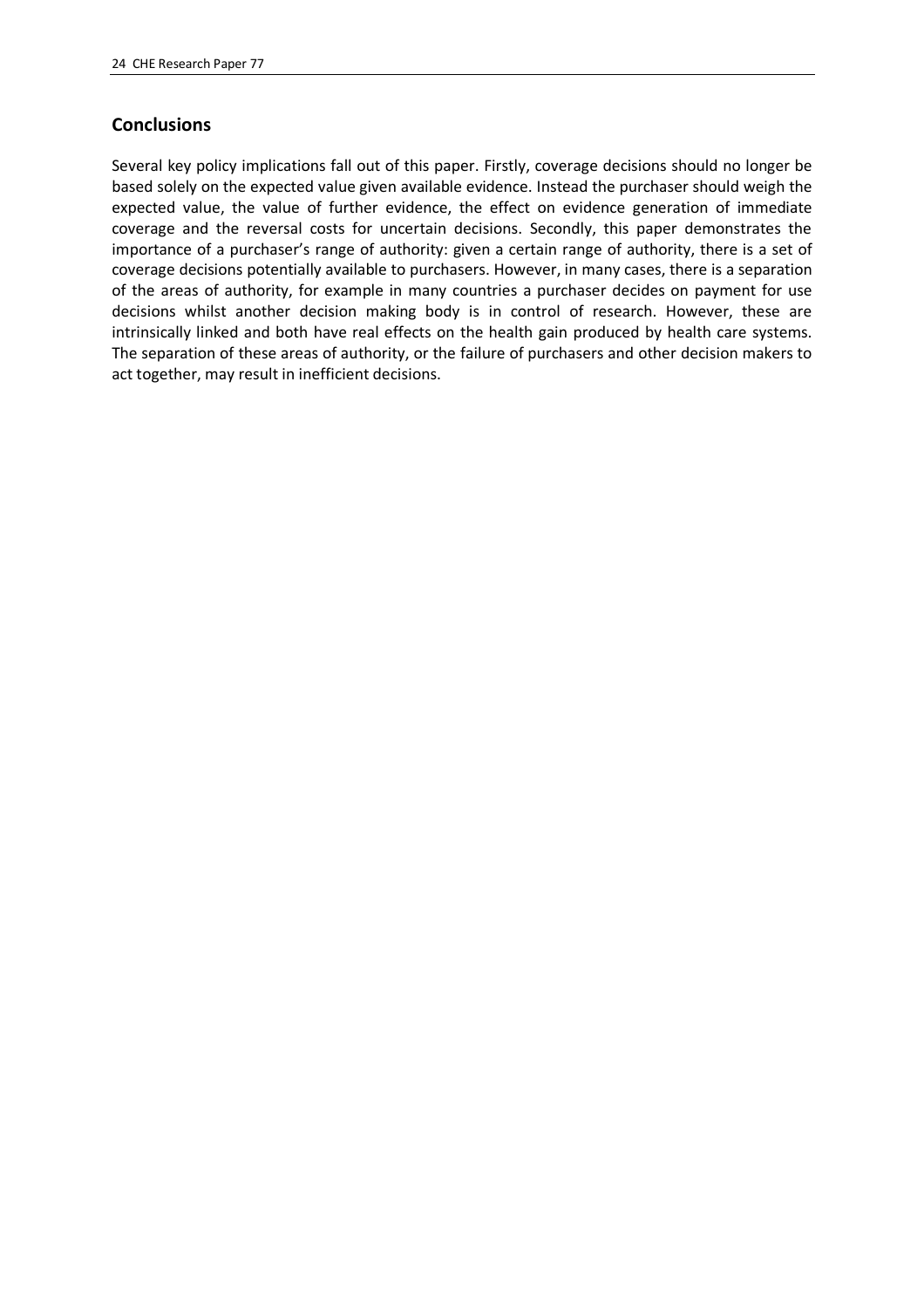## Conclusions

Several key policy implications fall out of this paper. Firstly, coverage decisions should no longer be based solely on the expected value given available evidence. Instead the purchaser should weigh the expected value, the value of further evidence, the effect on evidence generation of immediate coverage and the reversal costs for uncertain decisions. Secondly, this paper demonstrates the importance of a purchaser's range of authority: given a certain range of authority, there is a set of coverage decisions potentially available to purchasers. However, in many cases, there is a separation of the areas of authority, for example in many countries a purchaser decides on payment for use decisions whilst another decision making body is in control of research. However, these are intrinsically linked and both have real effects on the health gain produced by health care systems. The separation of these areas of authority, or the failure of purchasers and other decision makers to act together, may result in inefficient decisions.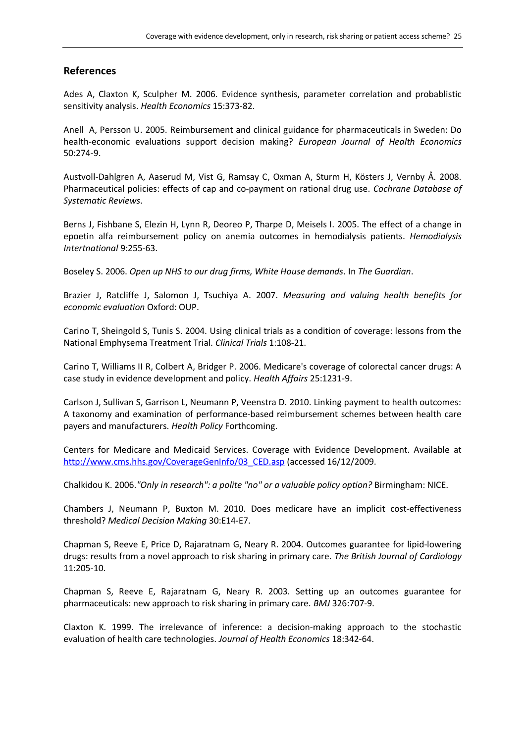## References

Ades A, Claxton K, Sculpher M. 2006. Evidence synthesis, parameter correlation and probablistic sensitivity analysis. *Health Economics* 15:373-82.

Anell A, Persson U. 2005. Reimbursement and clinical guidance for pharmaceuticals in Sweden: Do health-economic evaluations support decision making? *European Journal of Health Economics* 50:274-9.

Austvoll-Dahlgren A, Aaserud M, Vist G, Ramsay C, Oxman A, Sturm H, Kösters J, Vernby Å. 2008. Pharmaceutical policies: effects of cap and co-payment on rational drug use. *Cochrane Database of Systematic Reviews*.

Berns J, Fishbane S, Elezin H, Lynn R, Deoreo P, Tharpe D, Meisels I. 2005. The effect of a change in epoetin alfa reimbursement policy on anemia outcomes in hemodialysis patients. *Hemodialysis Intertnational* 9:255-63.

Boseley S. 2006. *Open up NHS to our drug firms, White House demands*. In *The Guardian*.

Brazier J, Ratcliffe J, Salomon J, Tsuchiya A. 2007. *Measuring and valuing health benefits for economic evaluation* Oxford: OUP.

Carino T, Sheingold S, Tunis S. 2004. Using clinical trials as a condition of coverage: lessons from the National Emphysema Treatment Trial. *Clinical Trials* 1:108-21.

Carino T, Williams II R, Colbert A, Bridger P. 2006. Medicare's coverage of colorectal cancer drugs: A case study in evidence development and policy. *Health Affairs* 25:1231-9.

Carlson J, Sullivan S, Garrison L, Neumann P, Veenstra D. 2010. Linking payment to health outcomes: A taxonomy and examination of performance-based reimbursement schemes between health care payers and manufacturers. *Health Policy* Forthcoming.

Centers for Medicare and Medicaid Services. Coverage with Evidence Development. Available at http://www.cms.hhs.gov/CoverageGenInfo/03_CED.asp (accessed 16/12/2009.

Chalkidou K. 2006.*"Only in research": a polite "no" or a valuable policy option?* Birmingham: NICE.

Chambers J, Neumann P, Buxton M. 2010. Does medicare have an implicit cost-effectiveness threshold? *Medical Decision Making* 30:E14-E7.

Chapman S, Reeve E, Price D, Rajaratnam G, Neary R. 2004. Outcomes guarantee for lipid-lowering drugs: results from a novel approach to risk sharing in primary care. *The British Journal of Cardiology* 11:205-10.

Chapman S, Reeve E, Rajaratnam G, Neary R. 2003. Setting up an outcomes guarantee for pharmaceuticals: new approach to risk sharing in primary care. *BMJ* 326:707-9.

Claxton K. 1999. The irrelevance of inference: a decision-making approach to the stochastic evaluation of health care technologies. *Journal of Health Economics* 18:342-64.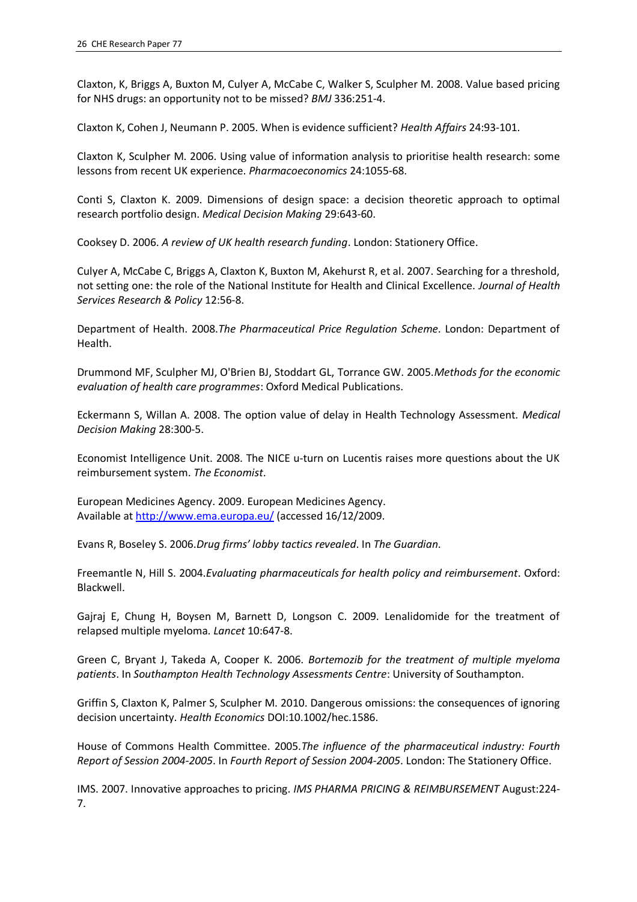Claxton, K, Briggs A, Buxton M, Culyer A, McCabe C, Walker S, Sculpher M. 2008. Value based pricing for NHS drugs: an opportunity not to be missed? *BMJ* 336:251-4.

Claxton K, Cohen J, Neumann P. 2005. When is evidence sufficient? *Health Affairs* 24:93-101.

Claxton K, Sculpher M. 2006. Using value of information analysis to prioritise health research: some lessons from recent UK experience. *Pharmacoeconomics* 24:1055-68.

Conti S, Claxton K. 2009. Dimensions of design space: a decision theoretic approach to optimal research portfolio design. *Medical Decision Making* 29:643-60.

Cooksey D. 2006. *A review of UK health research funding*. London: Stationery Office.

Culyer A, McCabe C, Briggs A, Claxton K, Buxton M, Akehurst R, et al. 2007. Searching for a threshold, not setting one: the role of the National Institute for Health and Clinical Excellence. *Journal of Health Services Research & Policy* 12:56-8.

Department of Health. 2008.*The Pharmaceutical Price Regulation Scheme*. London: Department of Health.

Drummond MF, Sculpher MJ, O'Brien BJ, Stoddart GL, Torrance GW. 2005.*Methods for the economic evaluation of health care programmes*: Oxford Medical Publications.

Eckermann S, Willan A. 2008. The option value of delay in Health Technology Assessment. *Medical Decision Making* 28:300-5.

Economist Intelligence Unit. 2008. The NICE u-turn on Lucentis raises more questions about the UK reimbursement system. *The Economist*.

European Medicines Agency. 2009. European Medicines Agency.
Available at http://www.ema.europa.eu/ (accessed 16/12/2009.

Evans R, Boseley S. 2006.*Drug firms' lobby tactics revealed*. In *The Guardian*.

Freemantle N, Hill S. 2004.*Evaluating pharmaceuticals for health policy and reimbursement*. Oxford: Blackwell.

Gajraj E, Chung H, Boysen M, Barnett D, Longson C. 2009. Lenalidomide for the treatment of relapsed multiple myeloma. *Lancet* 10:647-8.

Green C, Bryant J, Takeda A, Cooper K. 2006. *Bortemozib for the treatment of multiple myeloma patients*. In *Southampton Health Technology Assessments Centre*: University of Southampton.

Griffin S, Claxton K, Palmer S, Sculpher M. 2010. Dangerous omissions: the consequences of ignoring decision uncertainty. *Health Economics* DOI:10.1002/hec.1586.

House of Commons Health Committee. 2005.*The influence of the pharmaceutical industry: Fourth Report of Session 2004-2005*. In *Fourth Report of Session 2004-2005*. London: The Stationery Office.

IMS. 2007. Innovative approaches to pricing. *IMS PHARMA PRICING & REIMBURSEMENT* August:224-7.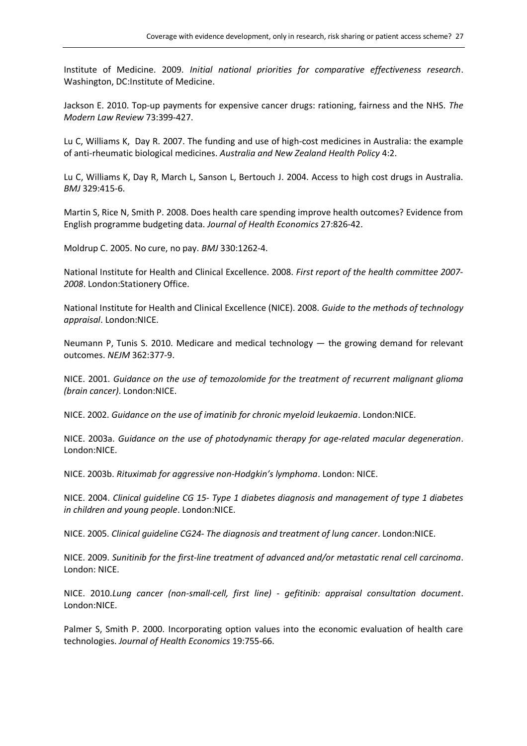Institute of Medicine. 2009. *Initial national priorities for comparative effectiveness research*. Washington, DC:Institute of Medicine.

Jackson E. 2010. Top-up payments for expensive cancer drugs: rationing, fairness and the NHS. *The Modern Law Review* 73:399-427.

Lu C, Williams K, Day R. 2007. The funding and use of high-cost medicines in Australia: the example of anti-rheumatic biological medicines. *Australia and New Zealand Health Policy* 4:2.

Lu C, Williams K, Day R, March L, Sanson L, Bertouch J. 2004. Access to high cost drugs in Australia. *BMJ* 329:415-6.

Martin S, Rice N, Smith P. 2008. Does health care spending improve health outcomes? Evidence from English programme budgeting data. *Journal of Health Economics* 27:826-42.

Moldrup C. 2005. No cure, no pay. *BMJ* 330:1262-4.

National Institute for Health and Clinical Excellence. 2008. *First report of the health committee 2007-2008*. London:Stationery Office.

National Institute for Health and Clinical Excellence (NICE). 2008. *Guide to the methods of technology appraisal*. London:NICE.

Neumann P, Tunis S. 2010. Medicare and medical technology — the growing demand for relevant outcomes. *NEJM* 362:377-9.

NICE. 2001. *Guidance on the use of temozolomide for the treatment of recurrent malignant glioma (brain cancer)*. London:NICE.

NICE. 2002. *Guidance on the use of imatinib for chronic myeloid leukaemia*. London:NICE.

NICE. 2003a. *Guidance on the use of photodynamic therapy for age-related macular degeneration*. London:NICE.

NICE. 2003b. *Rituximab for aggressive non-Hodgkin's lymphoma*. London: NICE.

NICE. 2004. *Clinical guideline CG 15- Type 1 diabetes diagnosis and management of type 1 diabetes in children and young people*. London:NICE.

NICE. 2005. *Clinical guideline CG24- The diagnosis and treatment of lung cancer*. London:NICE.

NICE. 2009. *Sunitinib for the first-line treatment of advanced and/or metastatic renal cell carcinoma*. London: NICE.

NICE. 2010.*Lung cancer (non-small-cell, first line) - gefitinib: appraisal consultation document*. London:NICE.

Palmer S, Smith P. 2000. Incorporating option values into the economic evaluation of health care technologies. *Journal of Health Economics* 19:755-66.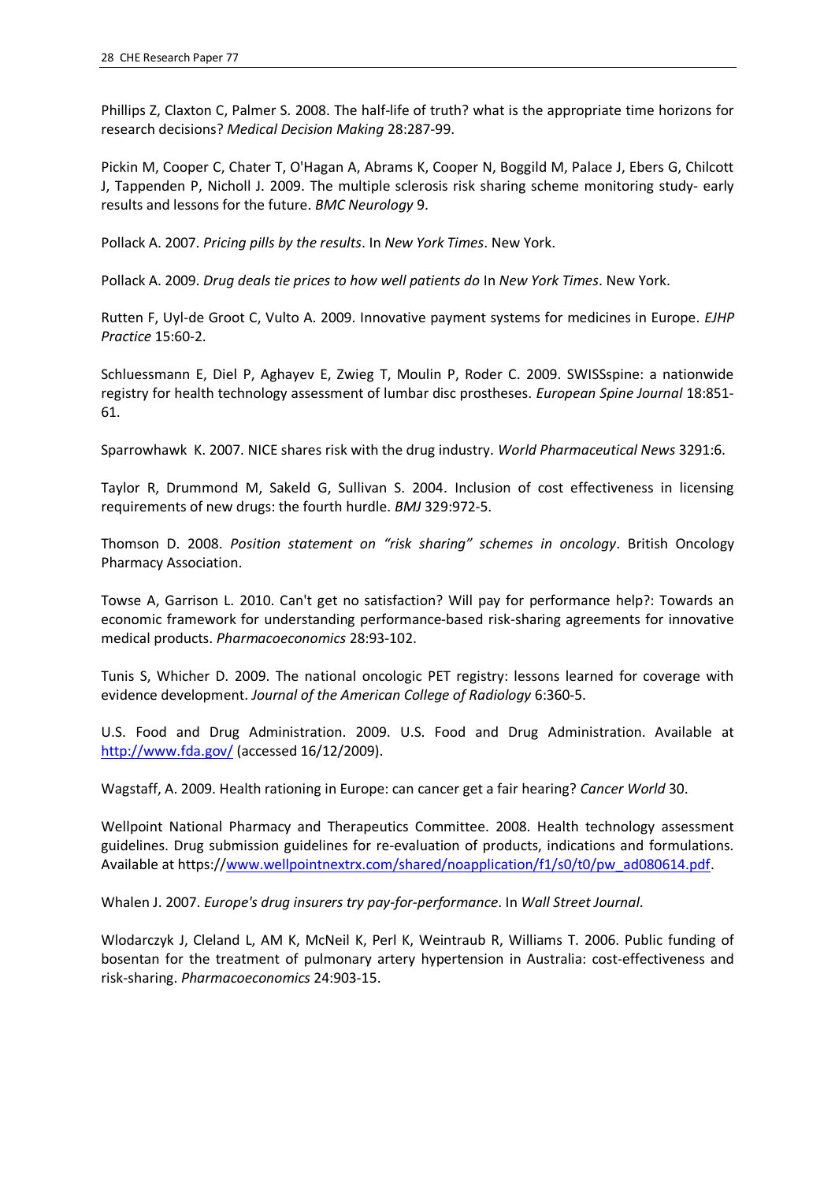Phillips Z, Claxton C, Palmer S. 2008. The half-life of truth? what is the appropriate time horizons for research decisions? *Medical Decision Making* 28:287-99.

Pickin M, Cooper C, Chater T, O'Hagan A, Abrams K, Cooper N, Boggild M, Palace J, Ebers G, Chilcott J, Tappenden P, Nicholl J. 2009. The multiple sclerosis risk sharing scheme monitoring study- early results and lessons for the future. *BMC Neurology* 9.

Pollack A. 2007. *Pricing pills by the results*. In *New York Times*. New York.

Pollack A. 2009. *Drug deals tie prices to how well patients do* In *New York Times*. New York.

Rutten F, Uyl-de Groot C, Vulto A. 2009. Innovative payment systems for medicines in Europe. *EJHP Practice* 15:60-2.

Schluessmann E, Diel P, Aghayev E, Zwieg T, Moulin P, Roder C. 2009. SWISSspine: a nationwide registry for health technology assessment of lumbar disc prostheses. *European Spine Journal* 18:851-61.

Sparrowhawk K. 2007. NICE shares risk with the drug industry. *World Pharmaceutical News* 3291:6.

Taylor R, Drummond M, Sakeld G, Sullivan S. 2004. Inclusion of cost effectiveness in licensing requirements of new drugs: the fourth hurdle. *BMJ* 329:972-5.

Thomson D. 2008. *Position statement on "risk sharing" schemes in oncology*. British Oncology Pharmacy Association.

Towse A, Garrison L. 2010. Can't get no satisfaction? Will pay for performance help?: Towards an economic framework for understanding performance-based risk-sharing agreements for innovative medical products. *Pharmacoeconomics* 28:93-102.

Tunis S, Whicher D. 2009. The national oncologic PET registry: lessons learned for coverage with evidence development. *Journal of the American College of Radiology* 6:360-5.

U.S. Food and Drug Administration. 2009. U.S. Food and Drug Administration. Available at http://www.fda.gov/ (accessed 16/12/2009).

Wagstaff, A. 2009. Health rationing in Europe: can cancer get a fair hearing? *Cancer World* 30.

Wellpoint National Pharmacy and Therapeutics Committee. 2008. Health technology assessment guidelines. Drug submission guidelines for re-evaluation of products, indications and formulations. Available at https://www.wellpointnextrx.com/shared/noapplication/f1/s0/t0/pw_ad080614.pdf.

Whalen J. 2007. *Europe's drug insurers try pay-for-performance*. In *Wall Street Journal*.

Wlodarczyk J, Cleland L, AM K, McNeil K, Perl K, Weintraub R, Williams T. 2006. Public funding of bosentan for the treatment of pulmonary artery hypertension in Australia: cost-effectiveness and risk-sharing. *Pharmacoeconomics* 24:903-15.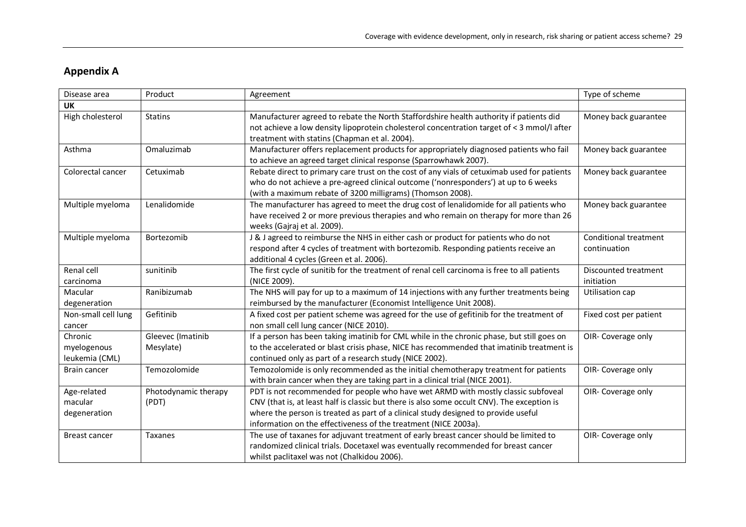## Appendix A

| Disease area | Product | Agreement | Type of scheme |
|---|---|---|---|
| **UK** | | | |
| High cholesterol | Statins | Manufacturer agreed to rebate the North Staffordshire health authority if patients did not achieve a low density lipoprotein cholesterol concentration target of < 3 mmol/l after treatment with statins (Chapman et al. 2004). | Money back guarantee |
| Asthma | Omaluzimab | Manufacturer offers replacement products for appropriately diagnosed patients who fail to achieve an agreed target clinical response (Sparrowhawk 2007). | Money back guarantee |
| Colorectal cancer | Cetuximab | Rebate direct to primary care trust on the cost of any vials of cetuximab used for patients who do not achieve a pre-agreed clinical outcome ('nonresponders') at up to 6 weeks (with a maximum rebate of 3200 milligrams) (Thomson 2008). | Money back guarantee |
| Multiple myeloma | Lenalidomide | The manufacturer has agreed to meet the drug cost of lenalidomide for all patients who have received 2 or more previous therapies and who remain on therapy for more than 26 weeks (Gajraj et al. 2009). | Money back guarantee |
| Multiple myeloma | Bortezomib | J & J agreed to reimburse the NHS in either cash or product for patients who do not respond after 4 cycles of treatment with bortezomib. Responding patients receive an additional 4 cycles (Green et al. 2006). | Conditional treatment continuation |
| Renal cell carcinoma | sunitinib | The first cycle of sunitib for the treatment of renal cell carcinoma is free to all patients (NICE 2009). | Discounted treatment initiation |
| Macular degeneration | Ranibizumab | The NHS will pay for up to a maximum of 14 injections with any further treatments being reimbursed by the manufacturer (Economist Intelligence Unit 2008). | Utilisation cap |
| Non-small cell lung cancer | Gefitinib | A fixed cost per patient scheme was agreed for the use of gefitinib for the treatment of non small cell lung cancer (NICE 2010). | Fixed cost per patient |
| Chronic myelogenous leukemia (CML) | Gleevec (Imatinib Mesylate) | If a person has been taking imatinib for CML while in the chronic phase, but still goes on to the accelerated or blast crisis phase, NICE has recommended that imatinib treatment is continued only as part of a research study (NICE 2002). | OIR- Coverage only |
| Brain cancer | Temozolomide | Temozolomide is only recommended as the initial chemotherapy treatment for patients with brain cancer when they are taking part in a clinical trial (NICE 2001). | OIR- Coverage only |
| Age-related macular degeneration | Photodynamic therapy (PDT) | PDT is not recommended for people who have wet ARMD with mostly classic subfoveal CNV (that is, at least half is classic but there is also some occult CNV). The exception is where the person is treated as part of a clinical study designed to provide useful information on the effectiveness of the treatment (NICE 2003a). | OIR- Coverage only |
| Breast cancer | Taxanes | The use of taxanes for adjuvant treatment of early breast cancer should be limited to randomized clinical trials. Docetaxel was eventually recommended for breast cancer whilst paclitaxel was not (Chalkidou 2006). | OIR- Coverage only |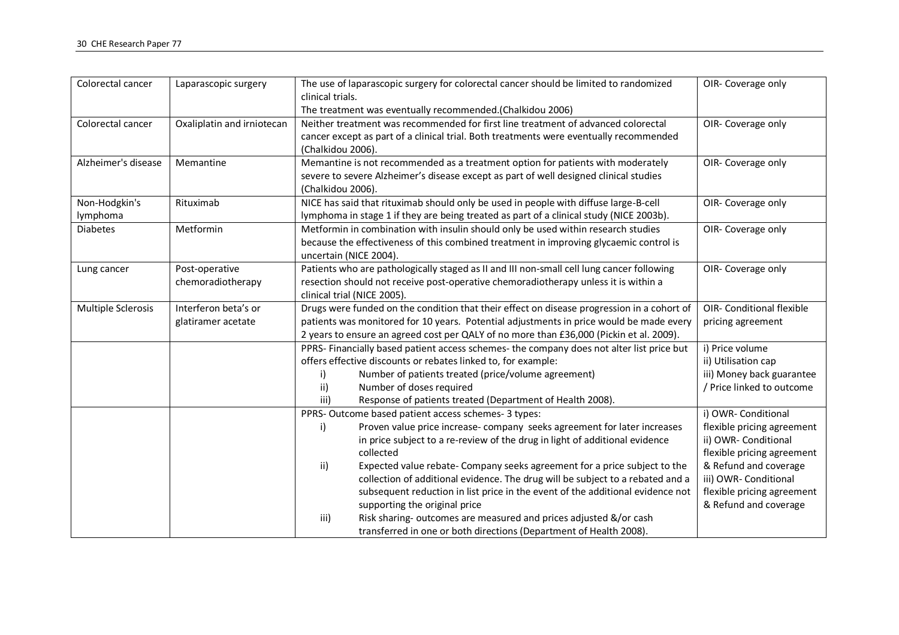| Colorectal cancer | Laparascopic surgery | The use of laparascopic surgery for colorectal cancer should be limited to randomized clinical trials.<br>The treatment was eventually recommended.(Chalkidou 2006) | OIR- Coverage only |
|---|---|---|---|
| Colorectal cancer | Oxaliplatin and irniotecan | Neither treatment was recommended for first line treatment of advanced colorectal cancer except as part of a clinical trial. Both treatments were eventually recommended (Chalkidou 2006). | OIR- Coverage only |
| Alzheimer's disease | Memantine | Memantine is not recommended as a treatment option for patients with moderately severe to severe Alzheimer's disease except as part of well designed clinical studies (Chalkidou 2006). | OIR- Coverage only |
| Non-Hodgkin's lymphoma | Rituximab | NICE has said that rituximab should only be used in people with diffuse large-B-cell lymphoma in stage 1 if they are being treated as part of a clinical study (NICE 2003b). | OIR- Coverage only |
| Diabetes | Metformin | Metformin in combination with insulin should only be used within research studies because the effectiveness of this combined treatment in improving glycaemic control is uncertain (NICE 2004). | OIR- Coverage only |
| Lung cancer | Post-operative chemoradiotherapy | Patients who are pathologically staged as II and III non-small cell lung cancer following resection should not receive post-operative chemoradiotherapy unless it is within a clinical trial (NICE 2005). | OIR- Coverage only |
| Multiple Sclerosis | Interferon beta's or glatiramer acetate | Drugs were funded on the condition that their effect on disease progression in a cohort of patients was monitored for 10 years. Potential adjustments in price would be made every 2 years to ensure an agreed cost per QALY of no more than £36,000 (Pickin et al. 2009). | OIR- Conditional flexible pricing agreement |
| | | PPRS- Financially based patient access schemes- the company does not alter list price but offers effective discounts or rebates linked to, for example:<br>i) Number of patients treated (price/volume agreement)<br>ii) Number of doses required<br>iii) Response of patients treated (Department of Health 2008). | i) Price volume<br>ii) Utilisation cap<br>iii) Money back guarantee / Price linked to outcome |
| | | PPRS- Outcome based patient access schemes- 3 types:<br>i) Proven value price increase- company seeks agreement for later increases in price subject to a re-review of the drug in light of additional evidence collected<br>ii) Expected value rebate- Company seeks agreement for a price subject to the collection of additional evidence. The drug will be subject to a rebated and a subsequent reduction in list price in the event of the additional evidence not supporting the original price<br>iii) Risk sharing- outcomes are measured and prices adjusted &/or cash transferred in one or both directions (Department of Health 2008). | i) OWR- Conditional flexible pricing agreement<br>ii) OWR- Conditional flexible pricing agreement & Refund and coverage<br>iii) OWR- Conditional flexible pricing agreement & Refund and coverage |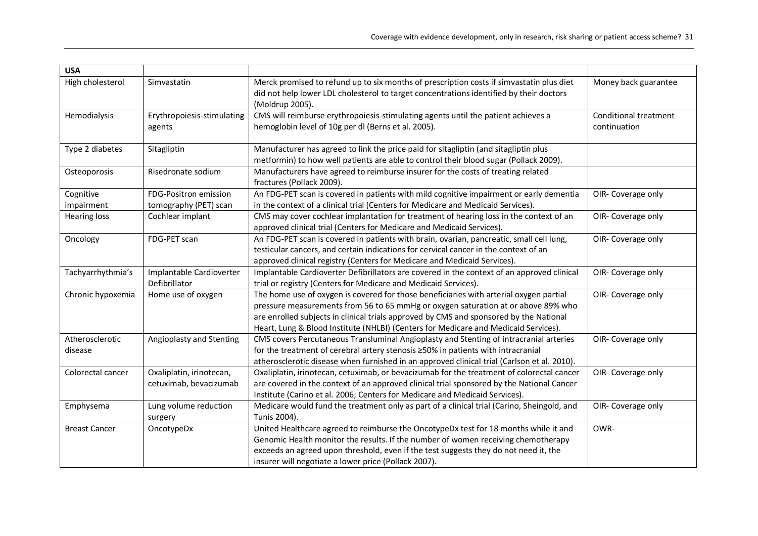| USA | | | |
|---|---|---|---|
| High cholesterol | Simvastatin | Merck promised to refund up to six months of prescription costs if simvastatin plus diet did not help lower LDL cholesterol to target concentrations identified by their doctors (Moldrup 2005). | Money back guarantee |
| Hemodialysis | Erythropoiesis-stimulating agents | CMS will reimburse erythropoiesis-stimulating agents until the patient achieves a hemoglobin level of 10g per dl (Berns et al. 2005). | Conditional treatment continuation |
| Type 2 diabetes | Sitagliptin | Manufacturer has agreed to link the price paid for sitagliptin (and sitagliptin plus metformin) to how well patients are able to control their blood sugar (Pollack 2009). | |
| Osteoporosis | Risedronate sodium | Manufacturers have agreed to reimburse insurer for the costs of treating related fractures (Pollack 2009). | |
| Cognitive impairment | FDG-Positron emission tomography (PET) scan | An FDG-PET scan is covered in patients with mild cognitive impairment or early dementia in the context of a clinical trial (Centers for Medicare and Medicaid Services). | OIR- Coverage only |
| Hearing loss | Cochlear implant | CMS may cover cochlear implantation for treatment of hearing loss in the context of an approved clinical trial (Centers for Medicare and Medicaid Services). | OIR- Coverage only |
| Oncology | FDG-PET scan | An FDG-PET scan is covered in patients with brain, ovarian, pancreatic, small cell lung, testicular cancers, and certain indications for cervical cancer in the context of an approved clinical registry (Centers for Medicare and Medicaid Services). | OIR- Coverage only |
| Tachyarrhythmia's | Implantable Cardioverter Defibrillator | Implantable Cardioverter Defibrillators are covered in the context of an approved clinical trial or registry (Centers for Medicare and Medicaid Services). | OIR- Coverage only |
| Chronic hypoxemia | Home use of oxygen | The home use of oxygen is covered for those beneficiaries with arterial oxygen partial pressure measurements from 56 to 65 mmHg or oxygen saturation at or above 89% who are enrolled subjects in clinical trials approved by CMS and sponsored by the National Heart, Lung & Blood Institute (NHLBI) (Centers for Medicare and Medicaid Services). | OIR- Coverage only |
| Atherosclerotic disease | Angioplasty and Stenting | CMS covers Percutaneous Transluminal Angioplasty and Stenting of intracranial arteries for the treatment of cerebral artery stenosis ≥50% in patients with intracranial atherosclerotic disease when furnished in an approved clinical trial (Carlson et al. 2010). | OIR- Coverage only |
| Colorectal cancer | Oxaliplatin, irinotecan, cetuximab, bevacizumab | Oxaliplatin, irinotecan, cetuximab, or bevacizumab for the treatment of colorectal cancer are covered in the context of an approved clinical trial sponsored by the National Cancer Institute (Carino et al. 2006; Centers for Medicare and Medicaid Services). | OIR- Coverage only |
| Emphysema | Lung volume reduction surgery | Medicare would fund the treatment only as part of a clinical trial (Carino, Sheingold, and Tunis 2004). | OIR- Coverage only |
| Breast Cancer | OncotypeDx | United Healthcare agreed to reimburse the OncotypeDx test for 18 months while it and Genomic Health monitor the results. If the number of women receiving chemotherapy exceeds an agreed upon threshold, even if the test suggests they do not need it, the insurer will negotiate a lower price (Pollack 2007). | OWR- |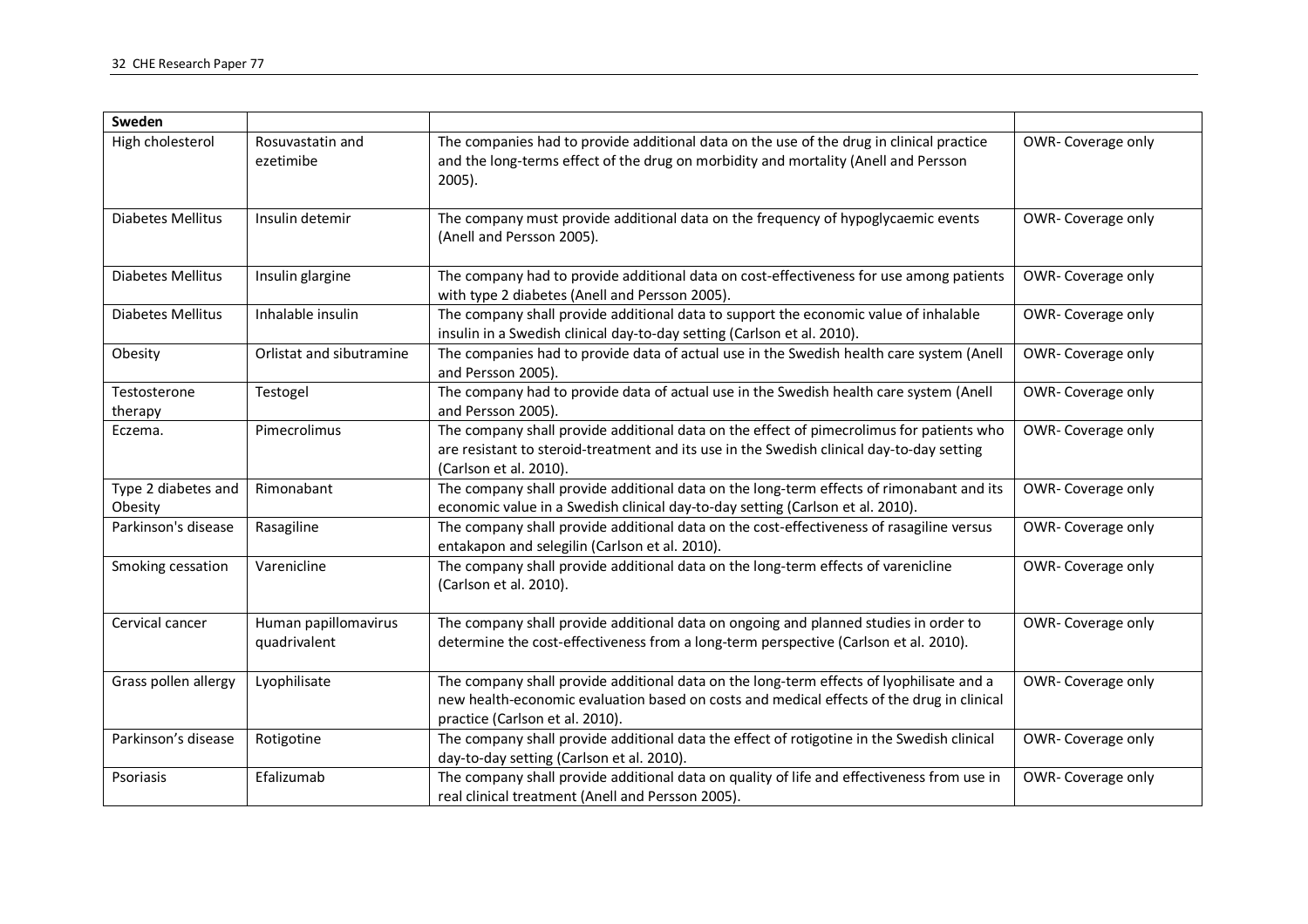| Sweden | | | |
|---|---|---|---|
| High cholesterol | Rosuvastatin and ezetimibe | The companies had to provide additional data on the use of the drug in clinical practice and the long-terms effect of the drug on morbidity and mortality (Anell and Persson 2005). | OWR- Coverage only |
| Diabetes Mellitus | Insulin detemir | The company must provide additional data on the frequency of hypoglycaemic events (Anell and Persson 2005). | OWR- Coverage only |
| Diabetes Mellitus | Insulin glargine | The company had to provide additional data on cost-effectiveness for use among patients with type 2 diabetes (Anell and Persson 2005). | OWR- Coverage only |
| Diabetes Mellitus | Inhalable insulin | The company shall provide additional data to support the economic value of inhalable insulin in a Swedish clinical day-to-day setting (Carlson et al. 2010). | OWR- Coverage only |
| Obesity | Orlistat and sibutramine | The companies had to provide data of actual use in the Swedish health care system (Anell and Persson 2005). | OWR- Coverage only |
| Testosterone therapy | Testogel | The company had to provide data of actual use in the Swedish health care system (Anell and Persson 2005). | OWR- Coverage only |
| Eczema. | Pimecrolimus | The company shall provide additional data on the effect of pimecrolimus for patients who are resistant to steroid-treatment and its use in the Swedish clinical day-to-day setting (Carlson et al. 2010). | OWR- Coverage only |
| Type 2 diabetes and Obesity | Rimonabant | The company shall provide additional data on the long-term effects of rimonabant and its economic value in a Swedish clinical day-to-day setting (Carlson et al. 2010). | OWR- Coverage only |
| Parkinson's disease | Rasagiline | The company shall provide additional data on the cost-effectiveness of rasagiline versus entakapon and selegilin (Carlson et al. 2010). | OWR- Coverage only |
| Smoking cessation | Varenicline | The company shall provide additional data on the long-term effects of varenicline (Carlson et al. 2010). | OWR- Coverage only |
| Cervical cancer | Human papillomavirus quadrivalent | The company shall provide additional data on ongoing and planned studies in order to determine the cost-effectiveness from a long-term perspective (Carlson et al. 2010). | OWR- Coverage only |
| Grass pollen allergy | Lyophilisate | The company shall provide additional data on the long-term effects of lyophilisate and a new health-economic evaluation based on costs and medical effects of the drug in clinical practice (Carlson et al. 2010). | OWR- Coverage only |
| Parkinson's disease | Rotigotine | The company shall provide additional data the effect of rotigotine in the Swedish clinical day-to-day setting (Carlson et al. 2010). | OWR- Coverage only |
| Psoriasis | Efalizumab | The company shall provide additional data on quality of life and effectiveness from use in real clinical treatment (Anell and Persson 2005). | OWR- Coverage only |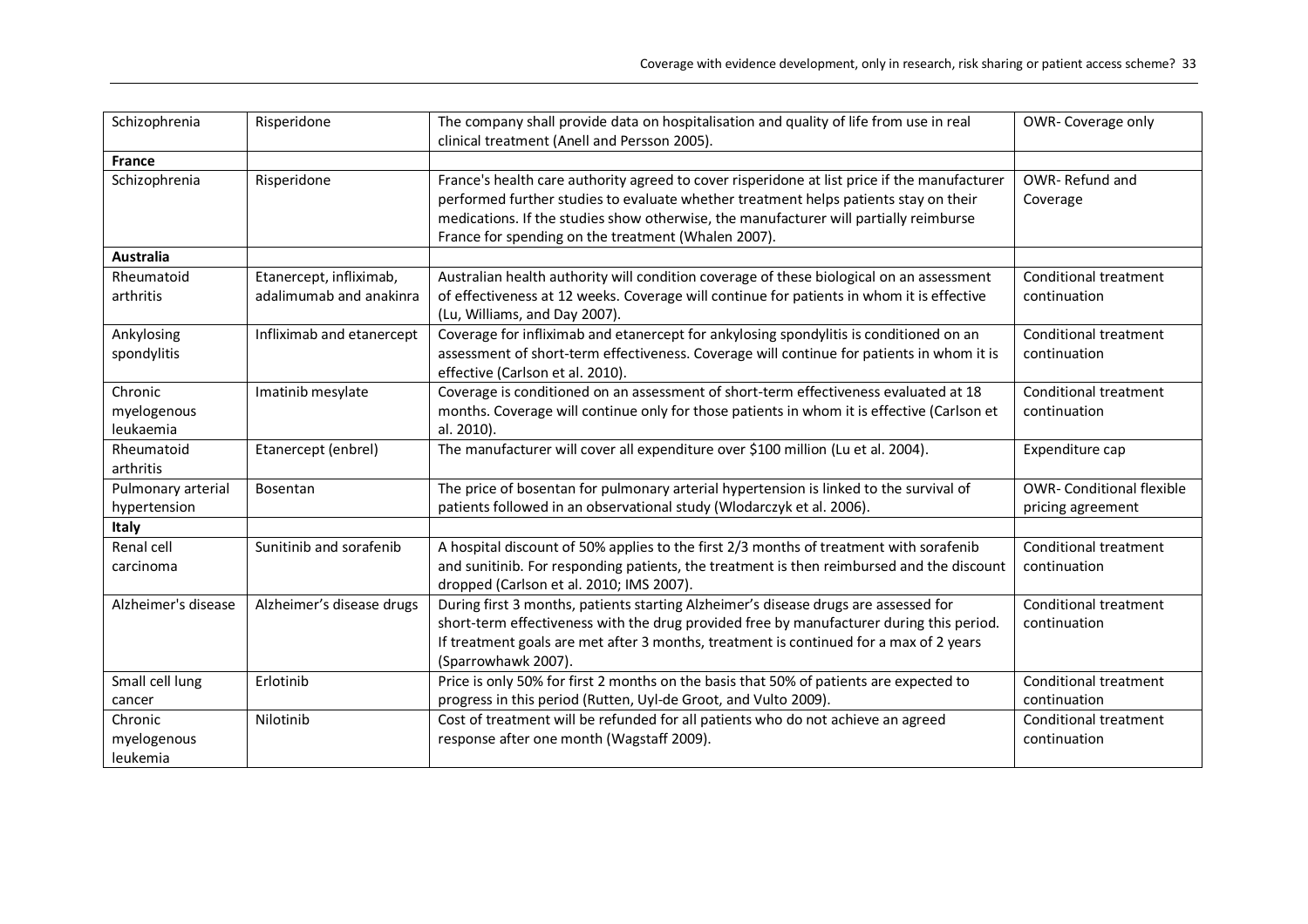| Schizophrenia | Risperidone | The company shall provide data on hospitalisation and quality of life from use in real clinical treatment (Anell and Persson 2005). | OWR- Coverage only |
|---|---|---|---|
| **France** | | | |
| Schizophrenia | Risperidone | France's health care authority agreed to cover risperidone at list price if the manufacturer performed further studies to evaluate whether treatment helps patients stay on their medications. If the studies show otherwise, the manufacturer will partially reimburse France for spending on the treatment (Whalen 2007). | OWR- Refund and Coverage |
| **Australia** | | | |
| Rheumatoid arthritis | Etanercept, infliximab, adalimumab and anakinra | Australian health authority will condition coverage of these biological on an assessment of effectiveness at 12 weeks. Coverage will continue for patients in whom it is effective (Lu, Williams, and Day 2007). | Conditional treatment continuation |
| Ankylosing spondylitis | Infliximab and etanercept | Coverage for infliximab and etanercept for ankylosing spondylitis is conditioned on an assessment of short-term effectiveness. Coverage will continue for patients in whom it is effective (Carlson et al. 2010). | Conditional treatment continuation |
| Chronic myelogenous leukaemia | Imatinib mesylate | Coverage is conditioned on an assessment of short-term effectiveness evaluated at 18 months. Coverage will continue only for those patients in whom it is effective (Carlson et al. 2010). | Conditional treatment continuation |
| Rheumatoid arthritis | Etanercept (enbrel) | The manufacturer will cover all expenditure over $100 million (Lu et al. 2004). | Expenditure cap |
| Pulmonary arterial hypertension | Bosentan | The price of bosentan for pulmonary arterial hypertension is linked to the survival of patients followed in an observational study (Wlodarczyk et al. 2006). | OWR- Conditional flexible pricing agreement |
| **Italy** | | | |
| Renal cell carcinoma | Sunitinib and sorafenib | A hospital discount of 50% applies to the first 2/3 months of treatment with sorafenib and sunitinib. For responding patients, the treatment is then reimbursed and the discount dropped (Carlson et al. 2010; IMS 2007). | Conditional treatment continuation |
| Alzheimer's disease | Alzheimer's disease drugs | During first 3 months, patients starting Alzheimer's disease drugs are assessed for short-term effectiveness with the drug provided free by manufacturer during this period. If treatment goals are met after 3 months, treatment is continued for a max of 2 years (Sparrowhawk 2007). | Conditional treatment continuation |
| Small cell lung cancer | Erlotinib | Price is only 50% for first 2 months on the basis that 50% of patients are expected to progress in this period (Rutten, Uyl-de Groot, and Vulto 2009). | Conditional treatment continuation |
| Chronic myelogenous leukemia | Nilotinib | Cost of treatment will be refunded for all patients who do not achieve an agreed response after one month (Wagstaff 2009). | Conditional treatment continuation |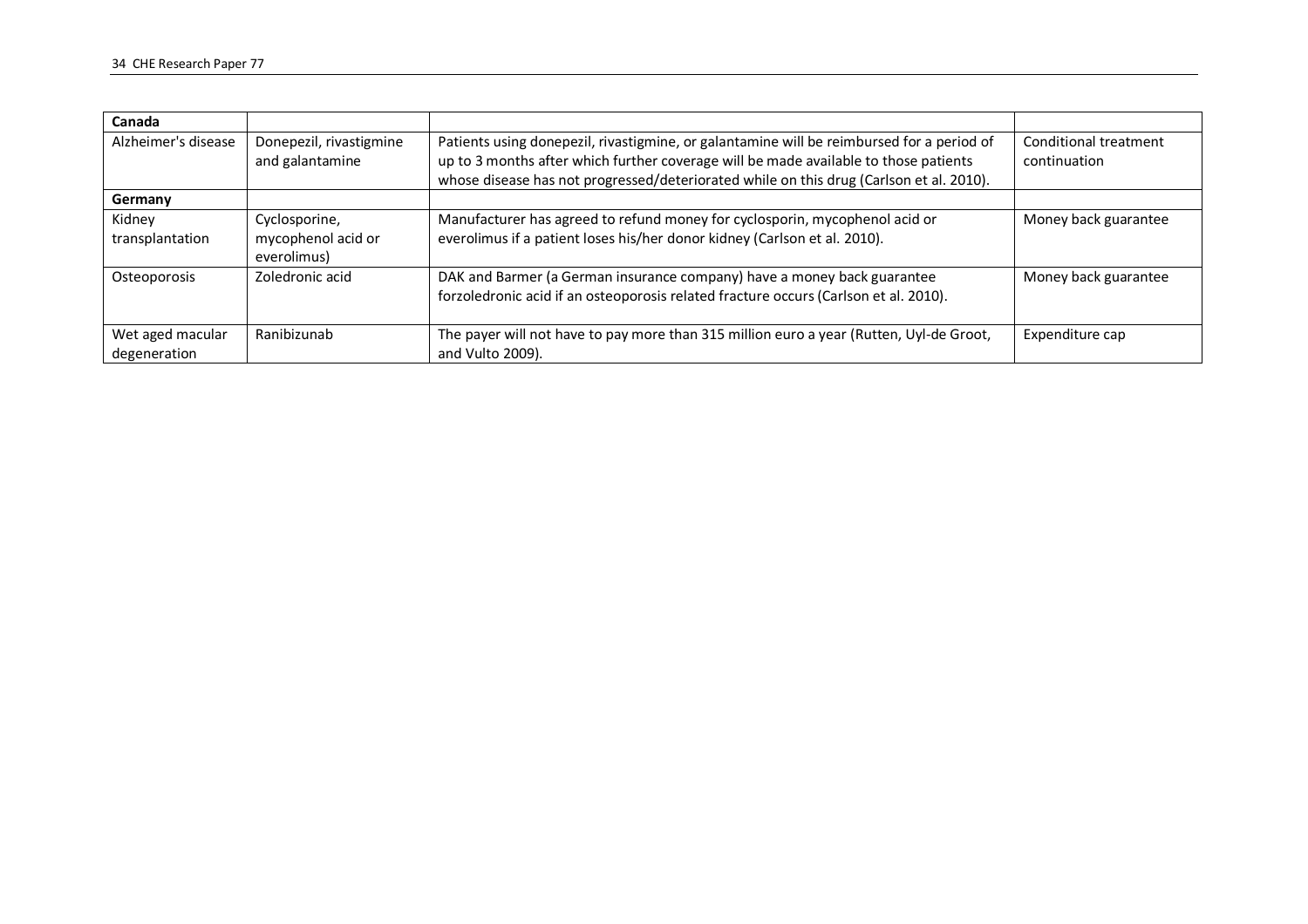| | | | |
|---|---|---|---|
| **Canada** | | | |
| Alzheimer's disease | Donepezil, rivastigmine and galantamine | Patients using donepezil, rivastigmine, or galantamine will be reimbursed for a period of up to 3 months after which further coverage will be made available to those patients whose disease has not progressed/deteriorated while on this drug (Carlson et al. 2010). | Conditional treatment continuation |
| **Germany** | | | |
| Kidney transplantation | Cyclosporine, mycophenol acid or everolimus) | Manufacturer has agreed to refund money for cyclosporin, mycophenol acid or everolimus if a patient loses his/her donor kidney (Carlson et al. 2010). | Money back guarantee |
| Osteoporosis | Zoledronic acid | DAK and Barmer (a German insurance company) have a money back guarantee forzoledronic acid if an osteoporosis related fracture occurs (Carlson et al. 2010). | Money back guarantee |
| Wet aged macular degeneration | Ranibizunab | The payer will not have to pay more than 315 million euro a year (Rutten, Uyl-de Groot, and Vulto 2009). | Expenditure cap |